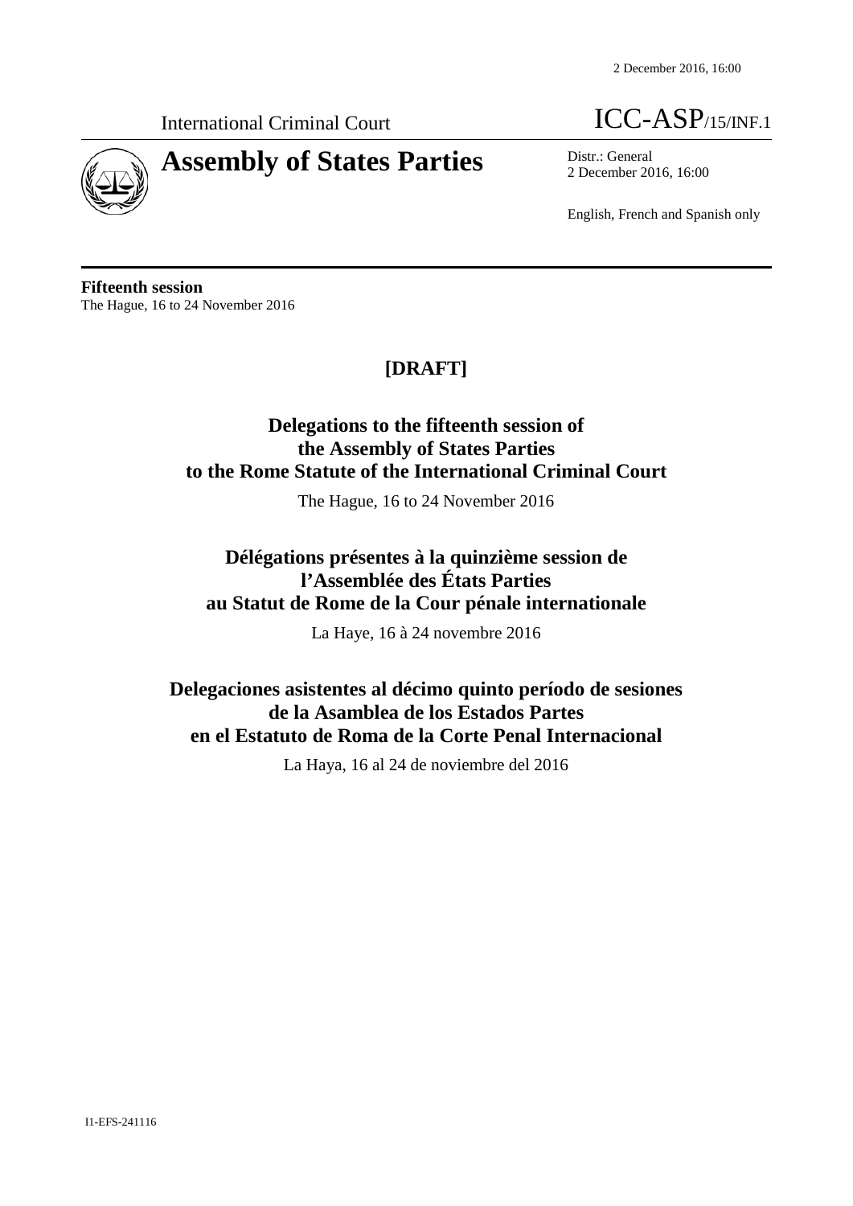International Criminal Court

ICC-ASP/15/INF.1

# Assembly of States Parties

Distr.: General
2 December 2016, 16:00

English, French and Spanish only

**Fifteenth session**
The Hague, 16 to 24 November 2016

## [DRAFT]

## Delegations to the fifteenth session of the Assembly of States Parties to the Rome Statute of the International Criminal Court

The Hague, 16 to 24 November 2016

## Délégations présentes à la quinzième session de l'Assemblée des États Parties au Statut de Rome de la Cour pénale internationale

La Haye, 16 à 24 novembre 2016

## Delegaciones asistentes al décimo quinto período de sesiones de la Asamblea de los Estados Partes en el Estatuto de Roma de la Corte Penal Internacional

La Haya, 16 al 24 de noviembre del 2016

I1-EFS-241116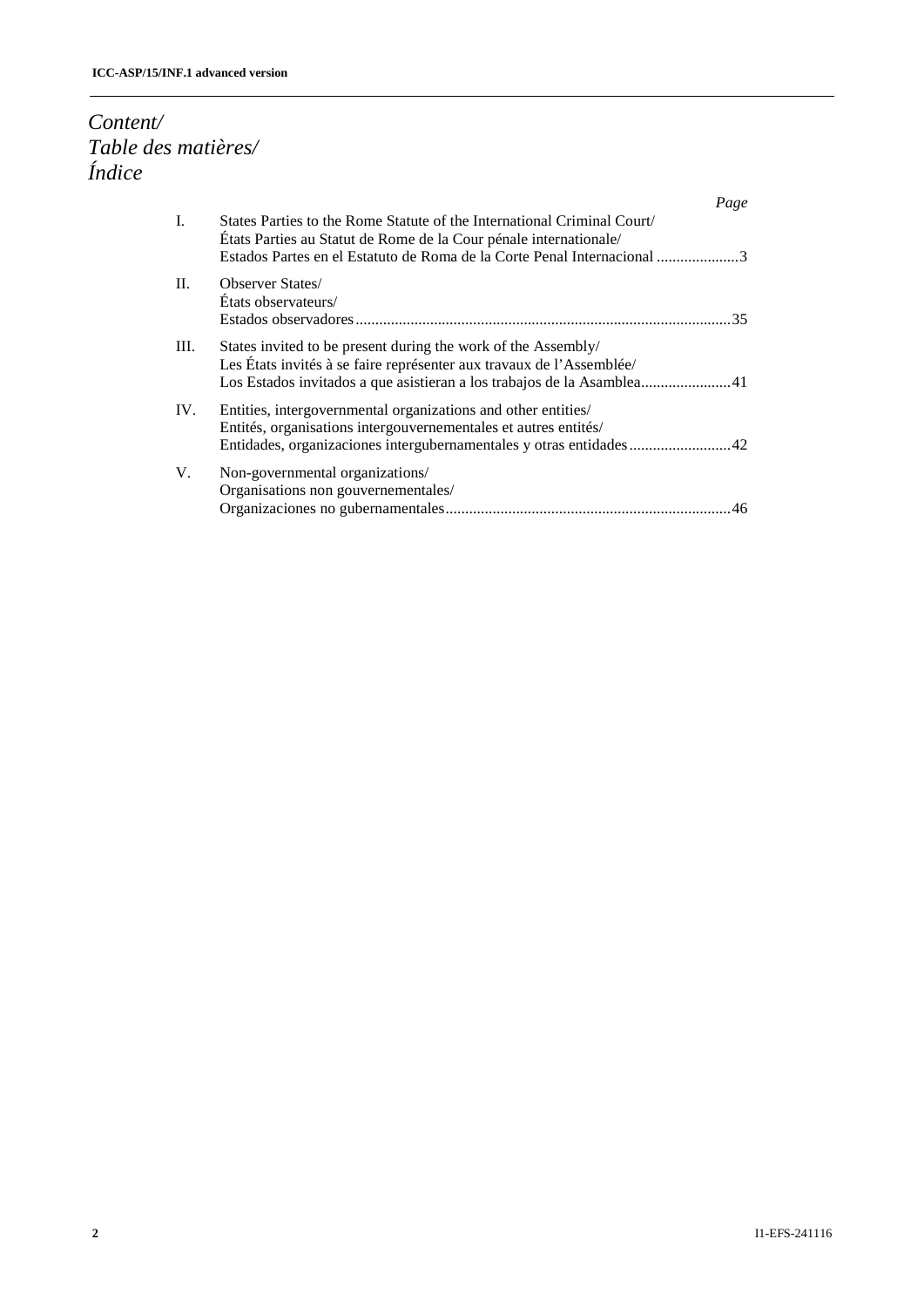# *Content/*
# *Table des matières/*
# *Índice*

| | | *Page* |
|---|---|---|
| I. | States Parties to the Rome Statute of the International Criminal Court/<br>États Parties au Statut de Rome de la Cour pénale internationale/<br>Estados Partes en el Estatuto de Roma de la Corte Penal Internacional | 3 |
| II. | Observer States/<br>États observateurs/<br>Estados observadores | 35 |
| III. | States invited to be present during the work of the Assembly/<br>Les États invités à se faire représenter aux travaux de l'Assemblée/<br>Los Estados invitados a que asistieran a los trabajos de la Asamblea | 41 |
| IV. | Entities, intergovernmental organizations and other entities/<br>Entités, organisations intergouvernementales et autres entités/<br>Entidades, organizaciones intergubernamentales y otras entidades | 42 |
| V. | Non-governmental organizations/<br>Organisations non gouvernementales/<br>Organizaciones no gubernamentales | 46 |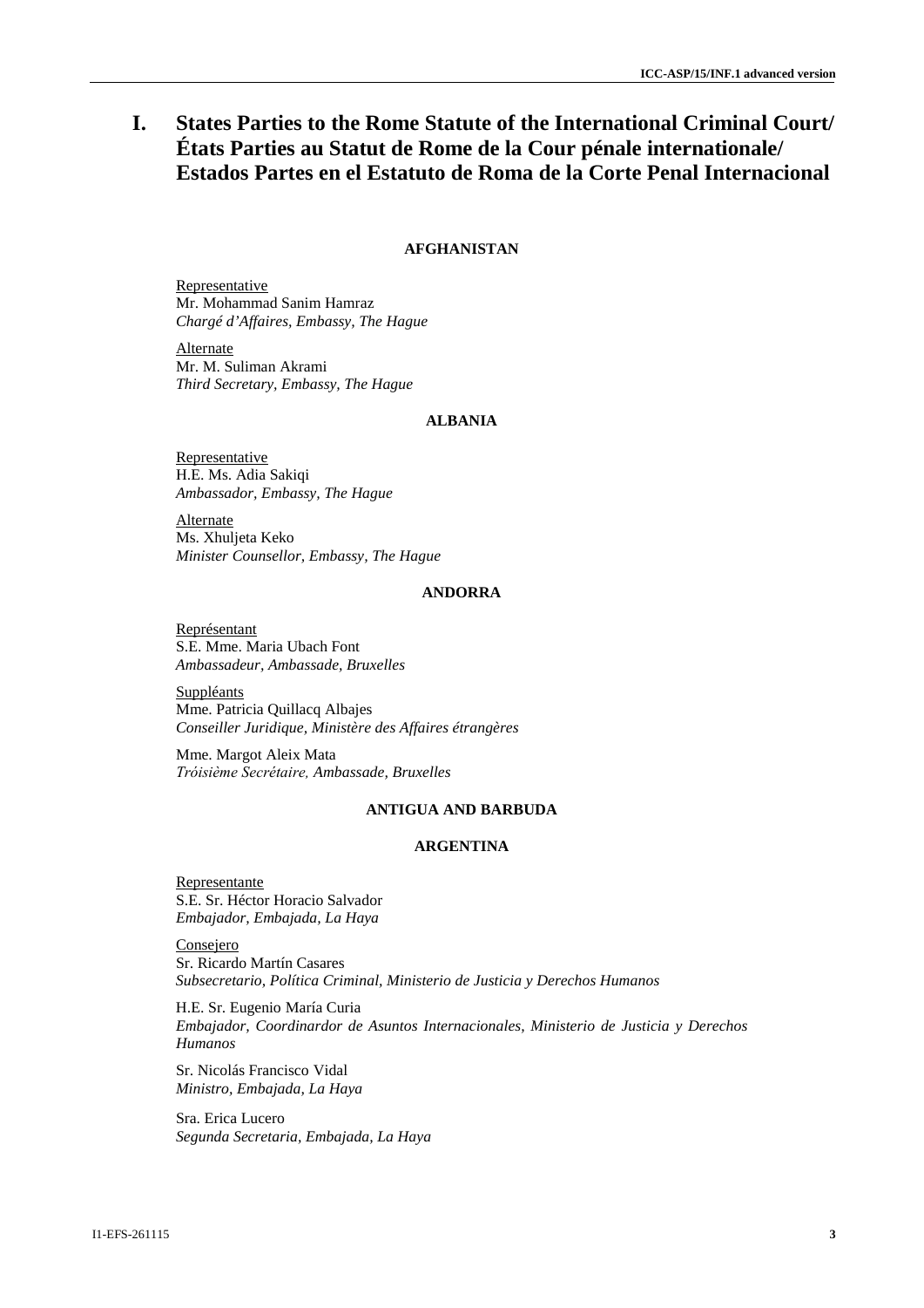# I. States Parties to the Rome Statute of the International Criminal Court/ États Parties au Statut de Rome de la Cour pénale internationale/ Estados Partes en el Estatuto de Roma de la Corte Penal Internacional

### AFGHANISTAN

Representative
Mr. Mohammad Sanim Hamraz
*Chargé d'Affaires, Embassy, The Hague*

Alternate
Mr. M. Suliman Akrami
*Third Secretary, Embassy, The Hague*

### ALBANIA

Representative
H.E. Ms. Adia Sakiqi
*Ambassador, Embassy, The Hague*

Alternate
Ms. Xhuljeta Keko
*Minister Counsellor, Embassy, The Hague*

### ANDORRA

Représentant
S.E. Mme. Maria Ubach Font
*Ambassadeur, Ambassade, Bruxelles*

Suppléants
Mme. Patricia Quillacq Albajes
*Conseiller Juridique, Ministère des Affaires étrangères*

Mme. Margot Aleix Mata
*Tróisième Secrétaire, Ambassade, Bruxelles*

### ANTIGUA AND BARBUDA

### ARGENTINA

Representante
S.E. Sr. Héctor Horacio Salvador
*Embajador, Embajada, La Haya*

Consejero
Sr. Ricardo Martín Casares
*Subsecretario, Política Criminal, Ministerio de Justicia y Derechos Humanos*

H.E. Sr. Eugenio María Curia
*Embajador, Coordinardor de Asuntos Internacionales, Ministerio de Justicia y Derechos Humanos*

Sr. Nicolás Francisco Vidal
*Ministro, Embajada, La Haya*

Sra. Erica Lucero
*Segunda Secretaria, Embajada, La Haya*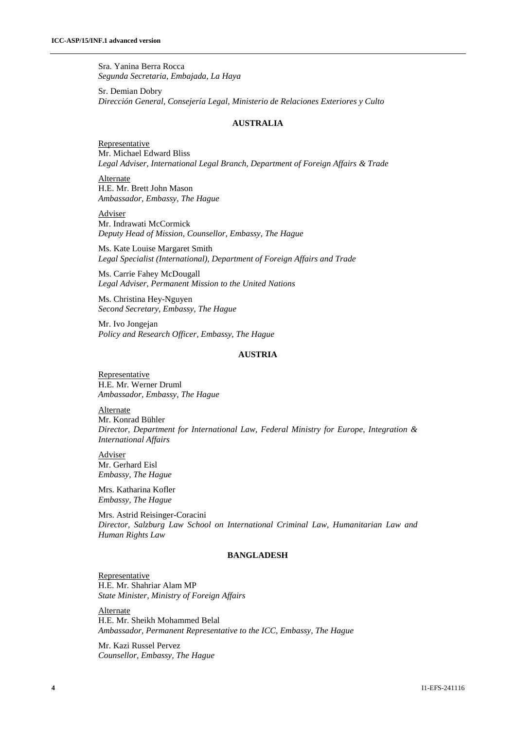Sra. Yanina Berra Rocca
*Segunda Secretaria, Embajada, La Haya*

Sr. Demian Dobry
*Dirección General, Consejería Legal, Ministerio de Relaciones Exteriores y Culto*

## AUSTRALIA

Representative
Mr. Michael Edward Bliss
*Legal Adviser, International Legal Branch, Department of Foreign Affairs & Trade*

Alternate
H.E. Mr. Brett John Mason
*Ambassador, Embassy, The Hague*

Adviser
Mr. Indrawati McCormick
*Deputy Head of Mission, Counsellor, Embassy, The Hague*

Ms. Kate Louise Margaret Smith
*Legal Specialist (International), Department of Foreign Affairs and Trade*

Ms. Carrie Fahey McDougall
*Legal Adviser, Permanent Mission to the United Nations*

Ms. Christina Hey-Nguyen
*Second Secretary, Embassy, The Hague*

Mr. Ivo Jongejan
*Policy and Research Officer, Embassy, The Hague*

## AUSTRIA

Representative
H.E. Mr. Werner Druml
*Ambassador, Embassy, The Hague*

Alternate
Mr. Konrad Bühler
*Director, Department for International Law, Federal Ministry for Europe, Integration & International Affairs*

Adviser
Mr. Gerhard Eisl
*Embassy, The Hague*

Mrs. Katharina Kofler
*Embassy, The Hague*

Mrs. Astrid Reisinger-Coracini
*Director, Salzburg Law School on International Criminal Law, Humanitarian Law and Human Rights Law*

## BANGLADESH

Representative
H.E. Mr. Shahriar Alam MP
*State Minister, Ministry of Foreign Affairs*

Alternate
H.E. Mr. Sheikh Mohammed Belal
*Ambassador, Permanent Representative to the ICC, Embassy, The Hague*

Mr. Kazi Russel Pervez
*Counsellor, Embassy, The Hague*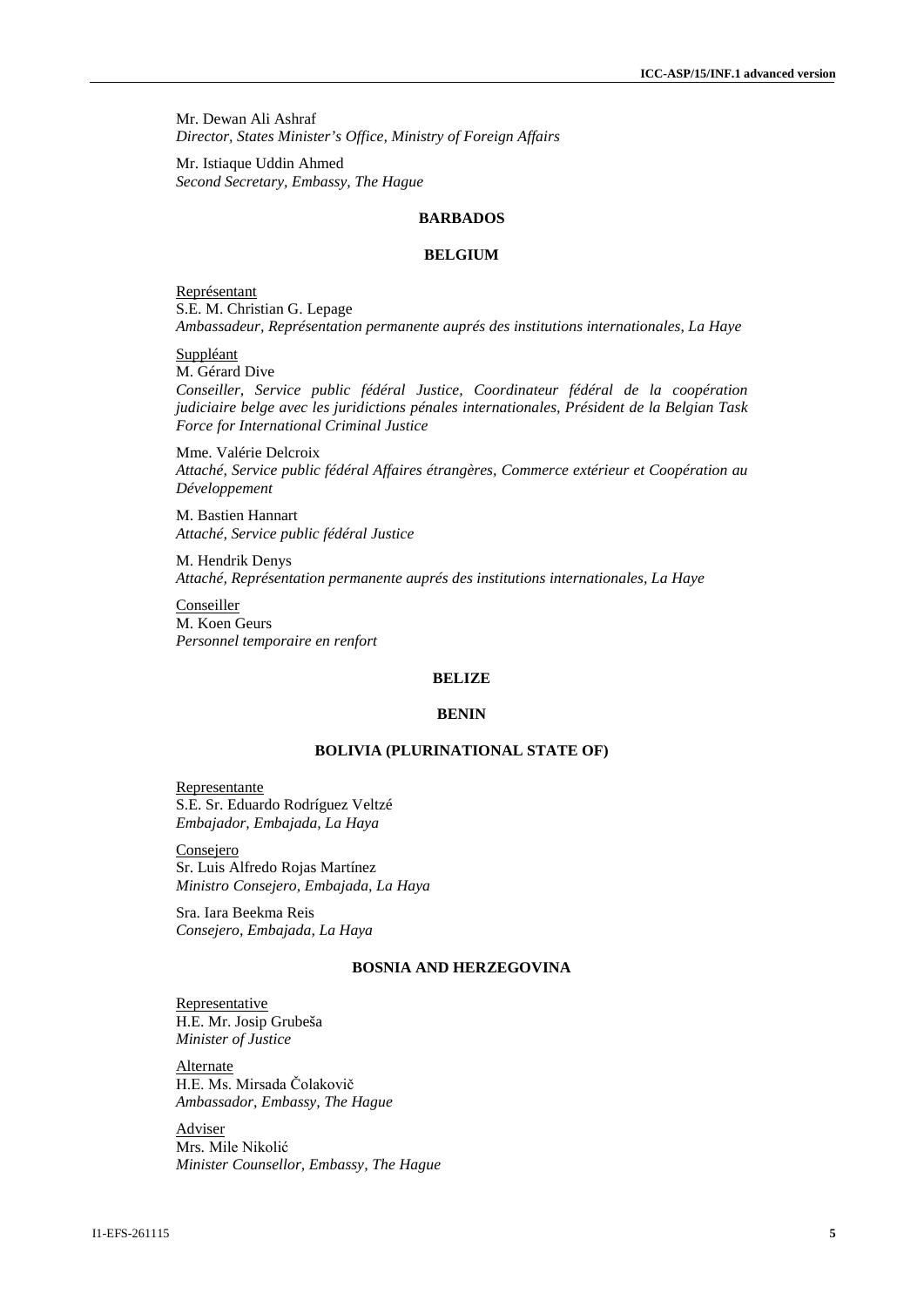Mr. Dewan Ali Ashraf
*Director, States Minister's Office, Ministry of Foreign Affairs*

Mr. Istiaque Uddin Ahmed
*Second Secretary, Embassy, The Hague*

**BARBADOS**

**BELGIUM**

Représentant
S.E. M. Christian G. Lepage
*Ambassadeur, Représentation permanente auprés des institutions internationales, La Haye*

Suppléant
M. Gérard Dive
*Conseiller, Service public fédéral Justice, Coordinateur fédéral de la coopération judiciaire belge avec les juridictions pénales internationales, Président de la Belgian Task Force for International Criminal Justice*

Mme. Valérie Delcroix
*Attaché, Service public fédéral Affaires étrangères, Commerce extérieur et Coopération au Développement*

M. Bastien Hannart
*Attaché, Service public fédéral Justice*

M. Hendrik Denys
*Attaché, Représentation permanente auprés des institutions internationales, La Haye*

Conseiller
M. Koen Geurs
*Personnel temporaire en renfort*

**BELIZE**

**BENIN**

**BOLIVIA (PLURINATIONAL STATE OF)**

Representante
S.E. Sr. Eduardo Rodríguez Veltzé
*Embajador, Embajada, La Haya*

Consejero
Sr. Luis Alfredo Rojas Martínez
*Ministro Consejero, Embajada, La Haya*

Sra. Iara Beekma Reis
*Consejero, Embajada, La Haya*

**BOSNIA AND HERZEGOVINA**

Representative
H.E. Mr. Josip Grubeša
*Minister of Justice*

Alternate
H.E. Ms. Mirsada Čolakovič
*Ambassador, Embassy, The Hague*

Adviser
Mrs. Mile Nikolić
*Minister Counsellor, Embassy, The Hague*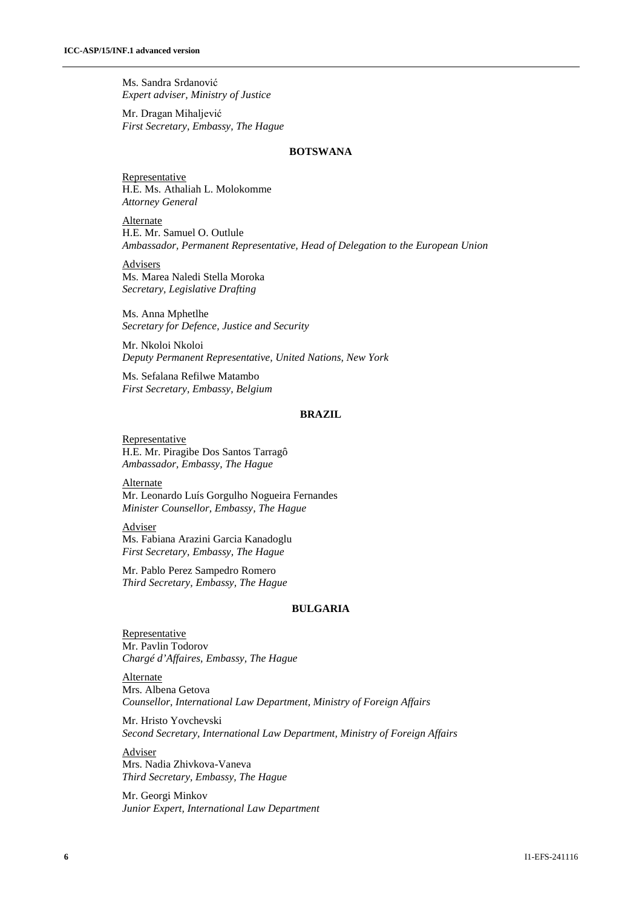Ms. Sandra Srdanović
*Expert adviser, Ministry of Justice*

Mr. Dragan Mihaljević
*First Secretary, Embassy, The Hague*

**BOTSWANA**

Representative
H.E. Ms. Athaliah L. Molokomme
*Attorney General*

Alternate
H.E. Mr. Samuel O. Outlule
*Ambassador, Permanent Representative, Head of Delegation to the European Union*

Advisers
Ms. Marea Naledi Stella Moroka
*Secretary, Legislative Drafting*

Ms. Anna Mphetlhe
*Secretary for Defence, Justice and Security*

Mr. Nkoloi Nkoloi
*Deputy Permanent Representative, United Nations, New York*

Ms. Sefalana Refilwe Matambo
*First Secretary, Embassy, Belgium*

**BRAZIL**

Representative
H.E. Mr. Piragibe Dos Santos Tarragô
*Ambassador, Embassy, The Hague*

Alternate
Mr. Leonardo Luís Gorgulho Nogueira Fernandes
*Minister Counsellor, Embassy, The Hague*

Adviser
Ms. Fabiana Arazini Garcia Kanadoglu
*First Secretary, Embassy, The Hague*

Mr. Pablo Perez Sampedro Romero
*Third Secretary, Embassy, The Hague*

**BULGARIA**

Representative
Mr. Pavlin Todorov
*Chargé d'Affaires, Embassy, The Hague*

Alternate
Mrs. Albena Getova
*Counsellor, International Law Department, Ministry of Foreign Affairs*

Mr. Hristo Yovchevski
*Second Secretary, International Law Department, Ministry of Foreign Affairs*

Adviser
Mrs. Nadia Zhivkova-Vaneva
*Third Secretary, Embassy, The Hague*

Mr. Georgi Minkov
*Junior Expert, International Law Department*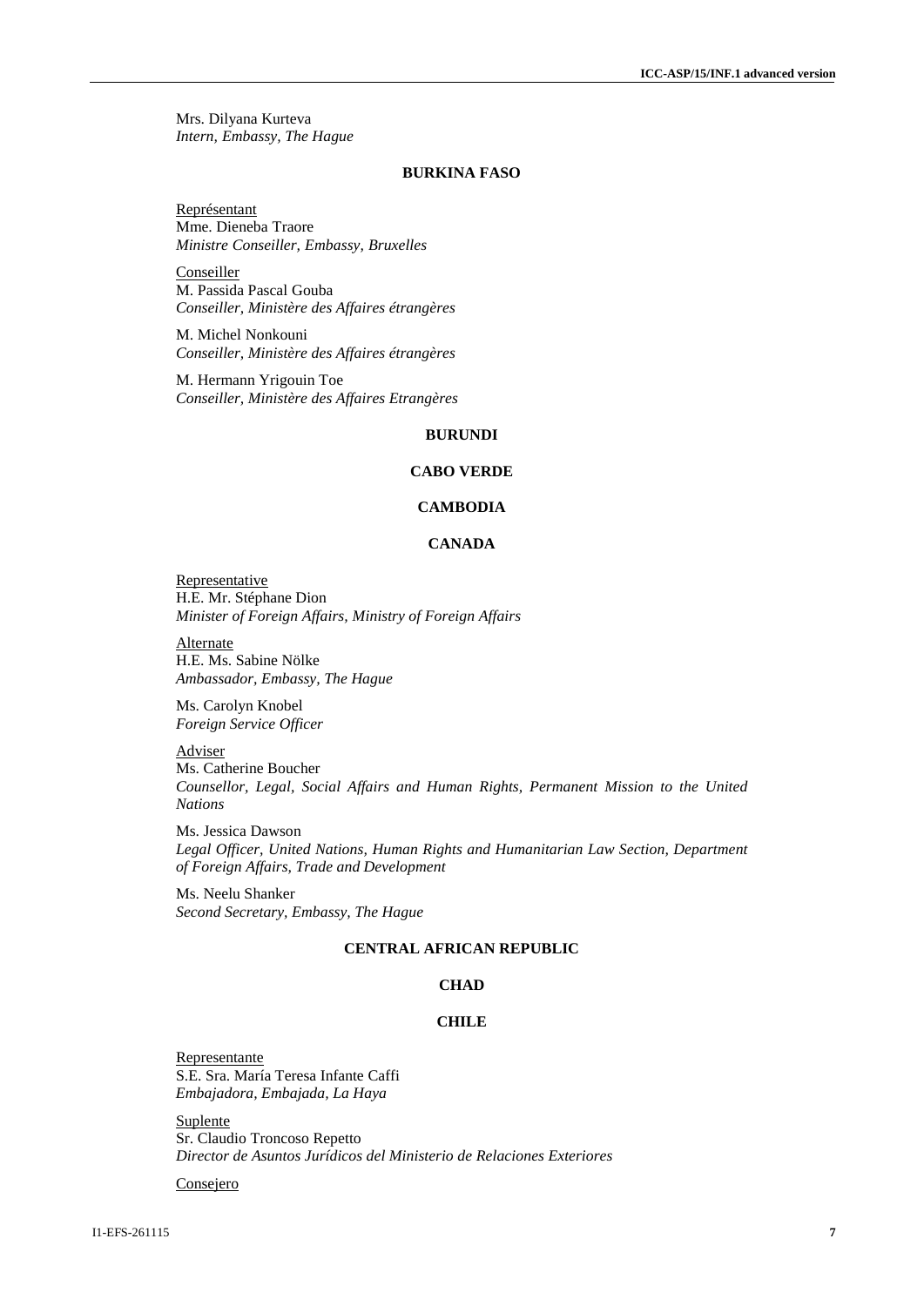Mrs. Dilyana Kurteva
*Intern, Embassy, The Hague*

### BURKINA FASO

Représentant
Mme. Dieneba Traore
*Ministre Conseiller, Embassy, Bruxelles*

Conseiller
M. Passida Pascal Gouba
*Conseiller, Ministère des Affaires étrangères*

M. Michel Nonkouni
*Conseiller, Ministère des Affaires étrangères*

M. Hermann Yrigouin Toe
*Conseiller, Ministère des Affaires Etrangères*

### BURUNDI

### CABO VERDE

### CAMBODIA

### CANADA

Representative
H.E. Mr. Stéphane Dion
*Minister of Foreign Affairs, Ministry of Foreign Affairs*

Alternate
H.E. Ms. Sabine Nölke
*Ambassador, Embassy, The Hague*

Ms. Carolyn Knobel
*Foreign Service Officer*

Adviser
Ms. Catherine Boucher
*Counsellor, Legal, Social Affairs and Human Rights, Permanent Mission to the United Nations*

Ms. Jessica Dawson
*Legal Officer, United Nations, Human Rights and Humanitarian Law Section, Department of Foreign Affairs, Trade and Development*

Ms. Neelu Shanker
*Second Secretary, Embassy, The Hague*

### CENTRAL AFRICAN REPUBLIC

### CHAD

### CHILE

Representante
S.E. Sra. María Teresa Infante Caffi
*Embajadora, Embajada, La Haya*

Suplente
Sr. Claudio Troncoso Repetto
*Director de Asuntos Jurídicos del Ministerio de Relaciones Exteriores*

Consejero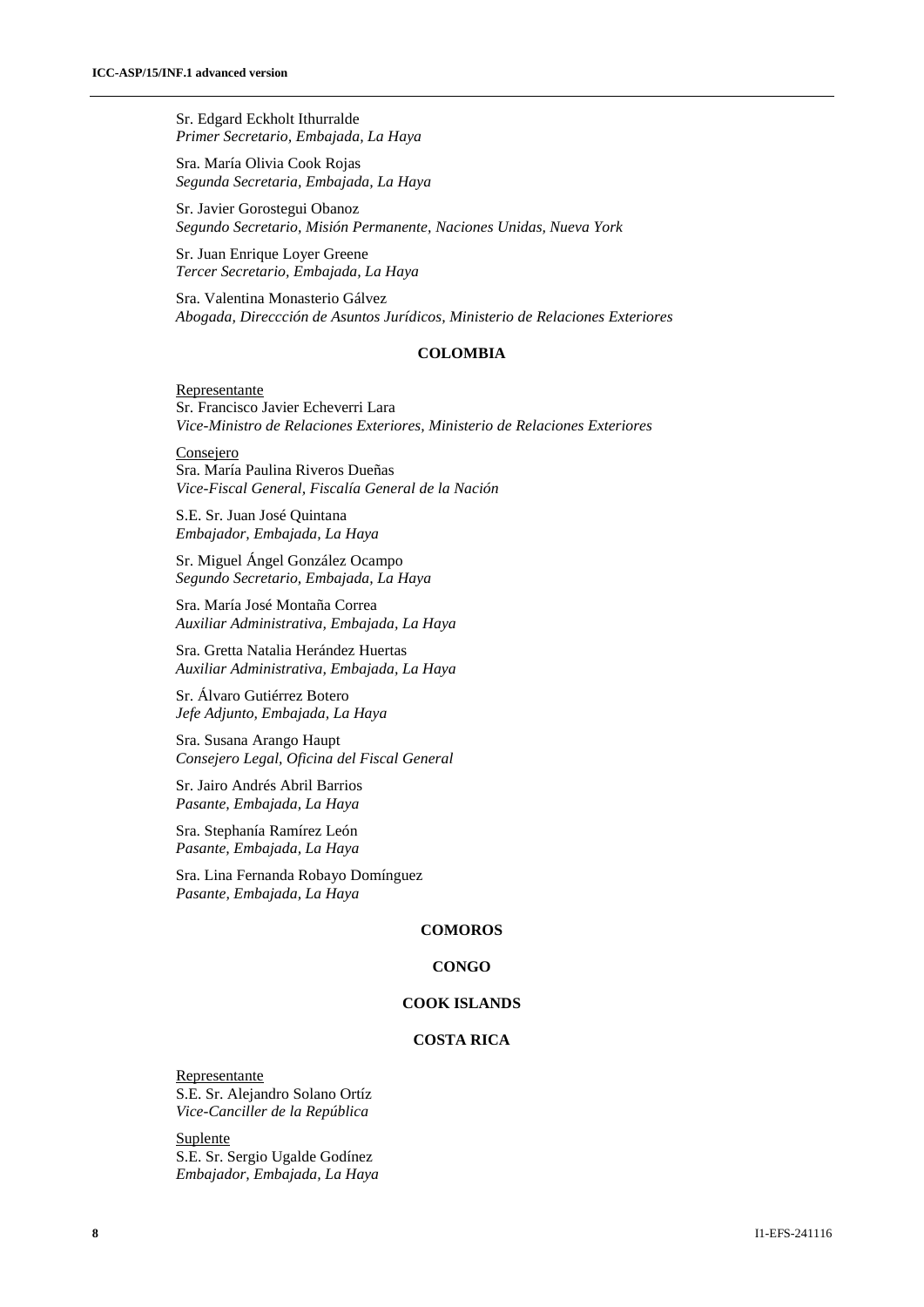Sr. Edgard Eckholt Ithurralde
*Primer Secretario, Embajada, La Haya*

Sra. María Olivia Cook Rojas
*Segunda Secretaria, Embajada, La Haya*

Sr. Javier Gorostegui Obanoz
*Segundo Secretario, Misión Permanente, Naciones Unidas, Nueva York*

Sr. Juan Enrique Loyer Greene
*Tercer Secretario, Embajada, La Haya*

Sra. Valentina Monasterio Gálvez
*Abogada, Direccción de Asuntos Jurídicos, Ministerio de Relaciones Exteriores*

**COLOMBIA**

Representante
Sr. Francisco Javier Echeverri Lara
*Vice-Ministro de Relaciones Exteriores, Ministerio de Relaciones Exteriores*

Consejero
Sra. María Paulina Riveros Dueñas
*Vice-Fiscal General, Fiscalía General de la Nación*

S.E. Sr. Juan José Quintana
*Embajador, Embajada, La Haya*

Sr. Miguel Ángel González Ocampo
*Segundo Secretario, Embajada, La Haya*

Sra. María José Montaña Correa
*Auxiliar Administrativa, Embajada, La Haya*

Sra. Gretta Natalia Herández Huertas
*Auxiliar Administrativa, Embajada, La Haya*

Sr. Álvaro Gutiérrez Botero
*Jefe Adjunto, Embajada, La Haya*

Sra. Susana Arango Haupt
*Consejero Legal, Oficina del Fiscal General*

Sr. Jairo Andrés Abril Barrios
*Pasante, Embajada, La Haya*

Sra. Stephanía Ramírez León
*Pasante, Embajada, La Haya*

Sra. Lina Fernanda Robayo Domínguez
*Pasante, Embajada, La Haya*

**COMOROS**

**CONGO**

**COOK ISLANDS**

**COSTA RICA**

Representante
S.E. Sr. Alejandro Solano Ortíz
*Vice-Canciller de la República*

Suplente
S.E. Sr. Sergio Ugalde Godínez
*Embajador, Embajada, La Haya*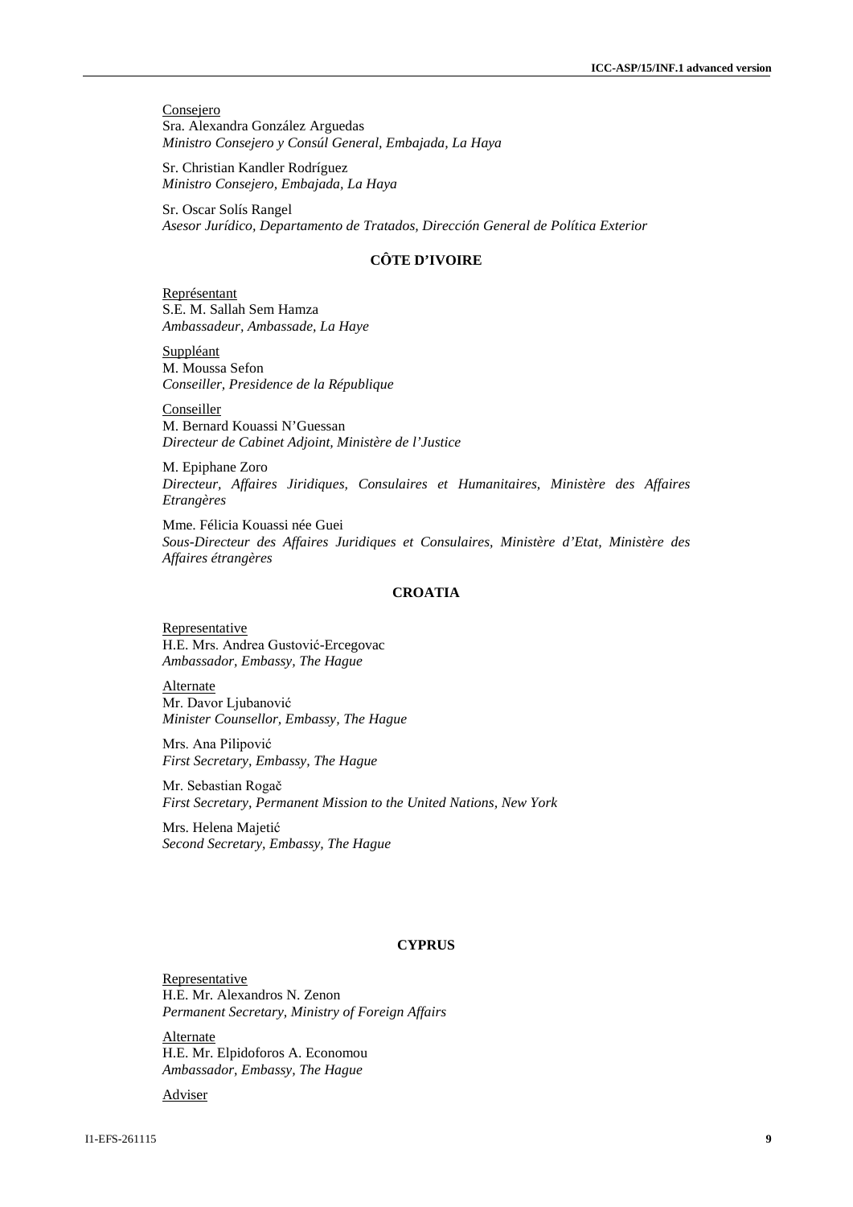Consejero

Sra. Alexandra González Arguedas
*Ministro Consejero y Consúl General, Embajada, La Haya*

Sr. Christian Kandler Rodríguez
*Ministro Consejero, Embajada, La Haya*

Sr. Oscar Solís Rangel
*Asesor Jurídico, Departamento de Tratados, Dirección General de Política Exterior*

### CÔTE D'IVOIRE

Représentant

S.E. M. Sallah Sem Hamza
*Ambassadeur, Ambassade, La Haye*

Suppléant

M. Moussa Sefon
*Conseiller, Presidence de la République*

Conseiller

M. Bernard Kouassi N'Guessan
*Directeur de Cabinet Adjoint, Ministère de l'Justice*

M. Epiphane Zoro
*Directeur, Affaires Jiridiques, Consulaires et Humanitaires, Ministère des Affaires Etrangères*

Mme. Félicia Kouassi née Guei
*Sous-Directeur des Affaires Juridiques et Consulaires, Ministère d'Etat, Ministère des Affaires étrangères*

### CROATIA

Representative

H.E. Mrs. Andrea Gustović-Ercegovac
*Ambassador, Embassy, The Hague*

Alternate

Mr. Davor Ljubanović
*Minister Counsellor, Embassy, The Hague*

Mrs. Ana Pilipović
*First Secretary, Embassy, The Hague*

Mr. Sebastian Rogač
*First Secretary, Permanent Mission to the United Nations, New York*

Mrs. Helena Majetić
*Second Secretary, Embassy, The Hague*

### CYPRUS

Representative

H.E. Mr. Alexandros N. Zenon
*Permanent Secretary, Ministry of Foreign Affairs*

Alternate

H.E. Mr. Elpidoforos A. Economou
*Ambassador, Embassy, The Hague*

Adviser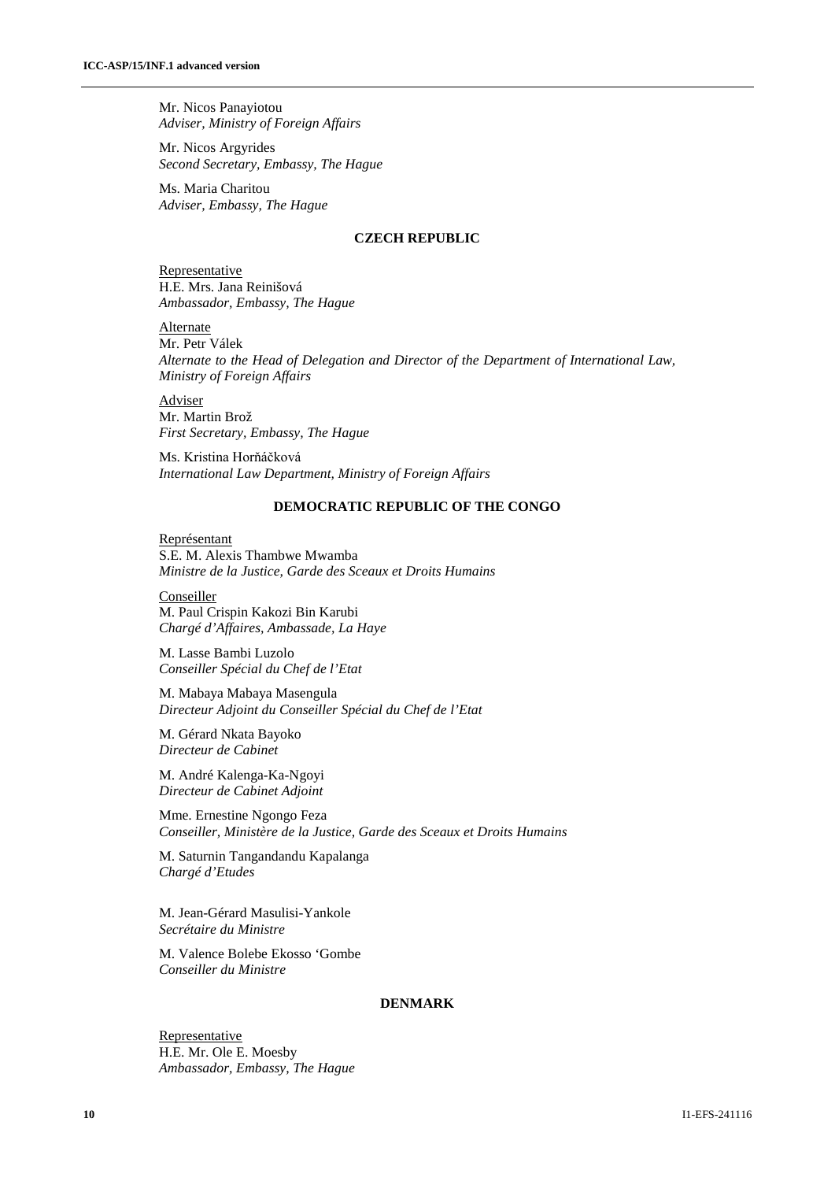Mr. Nicos Panayiotou
*Adviser, Ministry of Foreign Affairs*

Mr. Nicos Argyrides
*Second Secretary, Embassy, The Hague*

Ms. Maria Charitou
*Adviser, Embassy, The Hague*

## CZECH REPUBLIC

Representative
H.E. Mrs. Jana Reinišová
*Ambassador, Embassy, The Hague*

Alternate
Mr. Petr Válek
*Alternate to the Head of Delegation and Director of the Department of International Law, Ministry of Foreign Affairs*

Adviser
Mr. Martin Brož
*First Secretary, Embassy, The Hague*

Ms. Kristina Horňáčková
*International Law Department, Ministry of Foreign Affairs*

## DEMOCRATIC REPUBLIC OF THE CONGO

Représentant
S.E. M. Alexis Thambwe Mwamba
*Ministre de la Justice, Garde des Sceaux et Droits Humains*

Conseiller
M. Paul Crispin Kakozi Bin Karubi
*Chargé d'Affaires, Ambassade, La Haye*

M. Lasse Bambi Luzolo
*Conseiller Spécial du Chef de l'Etat*

M. Mabaya Mabaya Masengula
*Directeur Adjoint du Conseiller Spécial du Chef de l'Etat*

M. Gérard Nkata Bayoko
*Directeur de Cabinet*

M. André Kalenga-Ka-Ngoyi
*Directeur de Cabinet Adjoint*

Mme. Ernestine Ngongo Feza
*Conseiller, Ministère de la Justice, Garde des Sceaux et Droits Humains*

M. Saturnin Tangandandu Kapalanga
*Chargé d'Etudes*

M. Jean-Gérard Masulisi-Yankole
*Secrétaire du Ministre*

M. Valence Bolebe Ekosso 'Gombe
*Conseiller du Ministre*

## DENMARK

Representative
H.E. Mr. Ole E. Moesby
*Ambassador, Embassy, The Hague*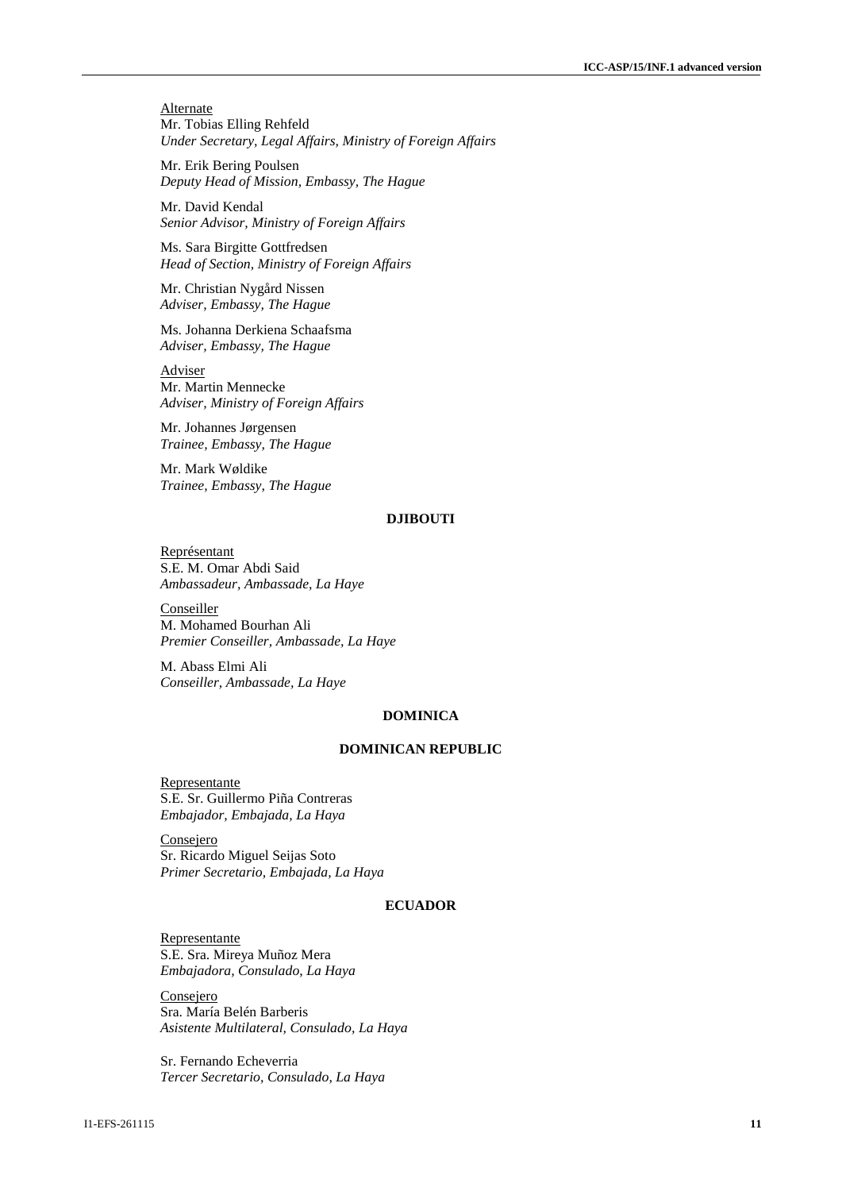Alternate
Mr. Tobias Elling Rehfeld
*Under Secretary, Legal Affairs, Ministry of Foreign Affairs*

Mr. Erik Bering Poulsen
*Deputy Head of Mission, Embassy, The Hague*

Mr. David Kendal
*Senior Advisor, Ministry of Foreign Affairs*

Ms. Sara Birgitte Gottfredsen
*Head of Section, Ministry of Foreign Affairs*

Mr. Christian Nygård Nissen
*Adviser, Embassy, The Hague*

Ms. Johanna Derkiena Schaafsma
*Adviser, Embassy, The Hague*

Adviser
Mr. Martin Mennecke
*Adviser, Ministry of Foreign Affairs*

Mr. Johannes Jørgensen
*Trainee, Embassy, The Hague*

Mr. Mark Wøldike
*Trainee, Embassy, The Hague*

**DJIBOUTI**

Représentant
S.E. M. Omar Abdi Said
*Ambassadeur, Ambassade, La Haye*

Conseiller
M. Mohamed Bourhan Ali
*Premier Conseiller, Ambassade, La Haye*

M. Abass Elmi Ali
*Conseiller, Ambassade, La Haye*

**DOMINICA**

**DOMINICAN REPUBLIC**

Representante
S.E. Sr. Guillermo Piña Contreras
*Embajador, Embajada, La Haya*

Consejero
Sr. Ricardo Miguel Seijas Soto
*Primer Secretario, Embajada, La Haya*

**ECUADOR**

Representante
S.E. Sra. Mireya Muñoz Mera
*Embajadora, Consulado, La Haya*

Consejero
Sra. María Belén Barberis
*Asistente Multilateral, Consulado, La Haya*

Sr. Fernando Echeverria
*Tercer Secretario, Consulado, La Haya*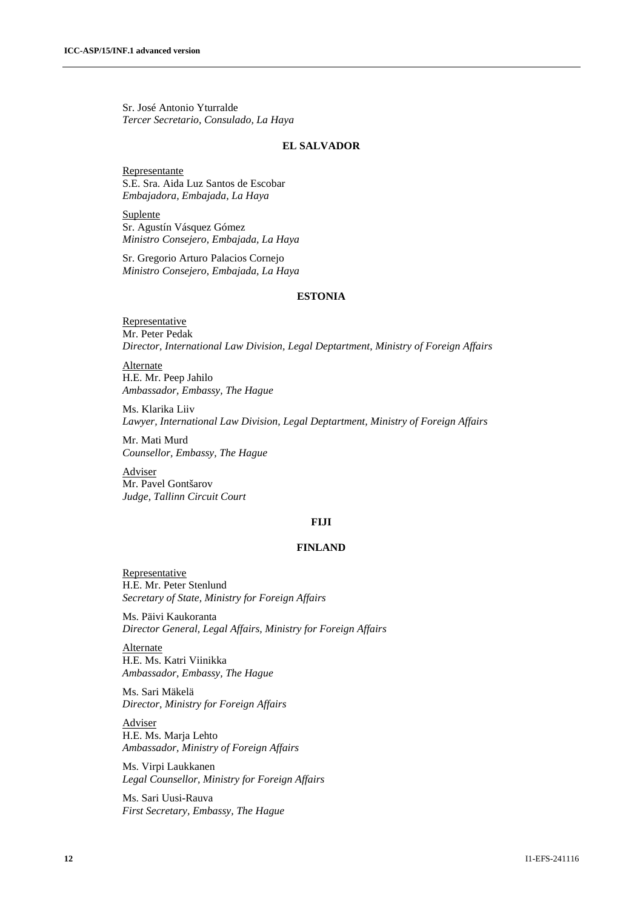Sr. José Antonio Yturralde
*Tercer Secretario, Consulado, La Haya*

**EL SALVADOR**

Representante
S.E. Sra. Aida Luz Santos de Escobar
*Embajadora, Embajada, La Haya*

Suplente
Sr. Agustín Vásquez Gómez
*Ministro Consejero, Embajada, La Haya*

Sr. Gregorio Arturo Palacios Cornejo
*Ministro Consejero, Embajada, La Haya*

**ESTONIA**

Representative
Mr. Peter Pedak
*Director, International Law Division, Legal Deptartment, Ministry of Foreign Affairs*

Alternate
H.E. Mr. Peep Jahilo
*Ambassador, Embassy, The Hague*

Ms. Klarika Liiv
*Lawyer, International Law Division, Legal Deptartment, Ministry of Foreign Affairs*

Mr. Mati Murd
*Counsellor, Embassy, The Hague*

Adviser
Mr. Pavel Gontšarov
*Judge, Tallinn Circuit Court*

**FIJI**

**FINLAND**

Representative
H.E. Mr. Peter Stenlund
*Secretary of State, Ministry for Foreign Affairs*

Ms. Päivi Kaukoranta
*Director General, Legal Affairs, Ministry for Foreign Affairs*

Alternate
H.E. Ms. Katri Viinikka
*Ambassador, Embassy, The Hague*

Ms. Sari Mäkelä
*Director, Ministry for Foreign Affairs*

Adviser
H.E. Ms. Marja Lehto
*Ambassador, Ministry of Foreign Affairs*

Ms. Virpi Laukkanen
*Legal Counsellor, Ministry for Foreign Affairs*

Ms. Sari Uusi-Rauva
*First Secretary, Embassy, The Hague*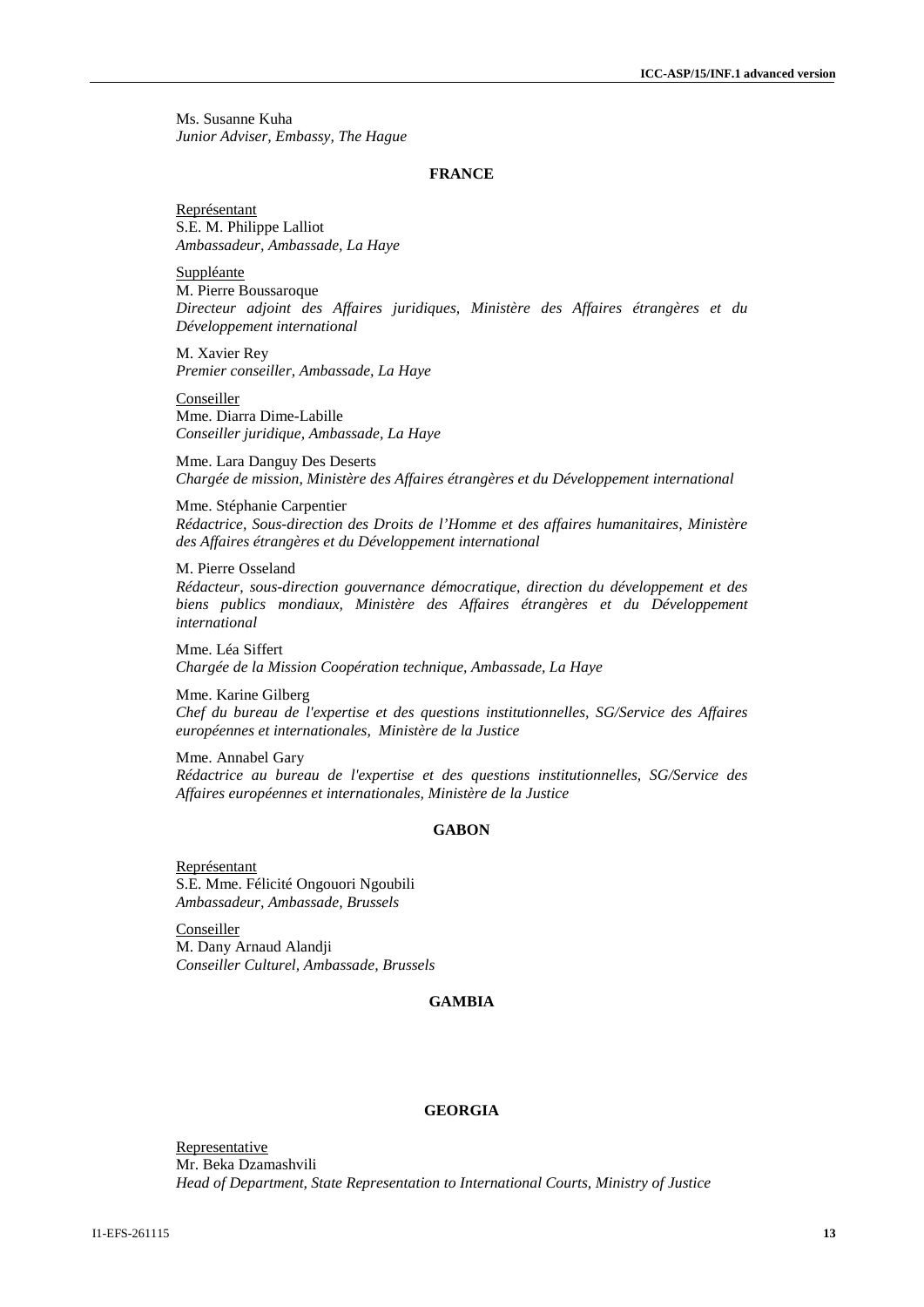Ms. Susanne Kuha
*Junior Adviser, Embassy, The Hague*

**FRANCE**

Représentant
S.E. M. Philippe Lalliot
*Ambassadeur, Ambassade, La Haye*

Suppléante
M. Pierre Boussaroque
*Directeur adjoint des Affaires juridiques, Ministère des Affaires étrangères et du Développement international*

M. Xavier Rey
*Premier conseiller, Ambassade, La Haye*

Conseiller
Mme. Diarra Dime-Labille
*Conseiller juridique, Ambassade, La Haye*

Mme. Lara Danguy Des Deserts
*Chargée de mission, Ministère des Affaires étrangères et du Développement international*

Mme. Stéphanie Carpentier
*Rédactrice, Sous-direction des Droits de l'Homme et des affaires humanitaires, Ministère des Affaires étrangères et du Développement international*

M. Pierre Osseland
*Rédacteur, sous-direction gouvernance démocratique, direction du développement et des biens publics mondiaux, Ministère des Affaires étrangères et du Développement international*

Mme. Léa Siffert
*Chargée de la Mission Coopération technique, Ambassade, La Haye*

Mme. Karine Gilberg
*Chef du bureau de l'expertise et des questions institutionnelles, SG/Service des Affaires européennes et internationales, Ministère de la Justice*

Mme. Annabel Gary
*Rédactrice au bureau de l'expertise et des questions institutionnelles, SG/Service des Affaires européennes et internationales, Ministère de la Justice*

**GABON**

Représentant
S.E. Mme. Félicité Ongouori Ngoubili
*Ambassadeur, Ambassade, Brussels*

Conseiller
M. Dany Arnaud Alandji
*Conseiller Culturel, Ambassade, Brussels*

**GAMBIA**

**GEORGIA**

Representative
Mr. Beka Dzamashvili
*Head of Department, State Representation to International Courts, Ministry of Justice*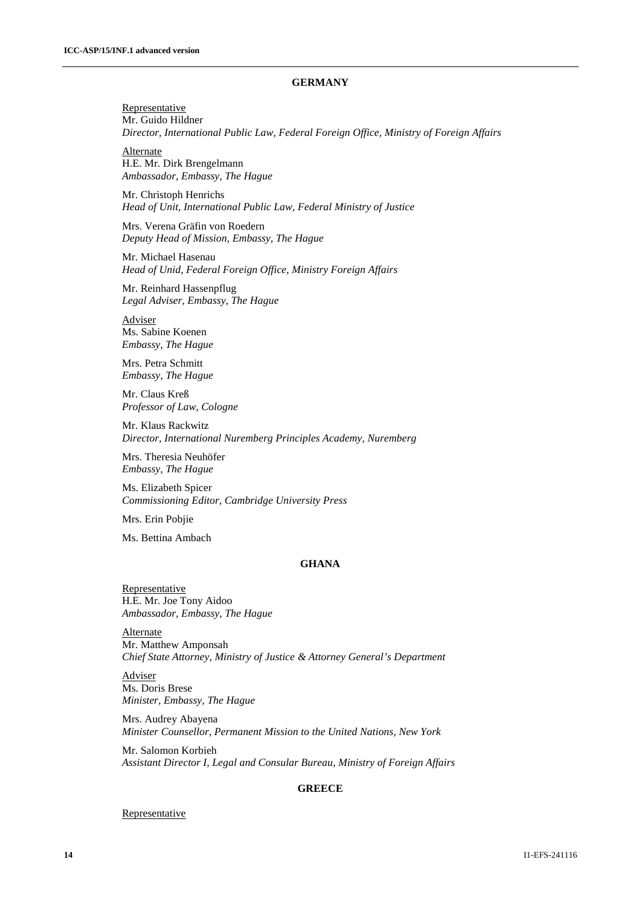## GERMANY

Representative
Mr. Guido Hildner
*Director, International Public Law, Federal Foreign Office, Ministry of Foreign Affairs*

Alternate
H.E. Mr. Dirk Brengelmann
*Ambassador, Embassy, The Hague*

Mr. Christoph Henrichs
*Head of Unit, International Public Law, Federal Ministry of Justice*

Mrs. Verena Gräfin von Roedern
*Deputy Head of Mission, Embassy, The Hague*

Mr. Michael Hasenau
*Head of Unid, Federal Foreign Office, Ministry Foreign Affairs*

Mr. Reinhard Hassenpflug
*Legal Adviser, Embassy, The Hague*

Adviser
Ms. Sabine Koenen
*Embassy, The Hague*

Mrs. Petra Schmitt
*Embassy, The Hague*

Mr. Claus Kreß
*Professor of Law, Cologne*

Mr. Klaus Rackwitz
*Director, International Nuremberg Principles Academy, Nuremberg*

Mrs. Theresia Neuhöfer
*Embassy, The Hague*

Ms. Elizabeth Spicer
*Commissioning Editor, Cambridge University Press*

Mrs. Erin Pobjie

Ms. Bettina Ambach

## GHANA

Representative
H.E. Mr. Joe Tony Aidoo
*Ambassador, Embassy, The Hague*

Alternate
Mr. Matthew Amponsah
*Chief State Attorney, Ministry of Justice & Attorney General's Department*

Adviser
Ms. Doris Brese
*Minister, Embassy, The Hague*

Mrs. Audrey Abayena
*Minister Counsellor, Permanent Mission to the United Nations, New York*

Mr. Salomon Korbieh
*Assistant Director I, Legal and Consular Bureau, Ministry of Foreign Affairs*

## GREECE

Representative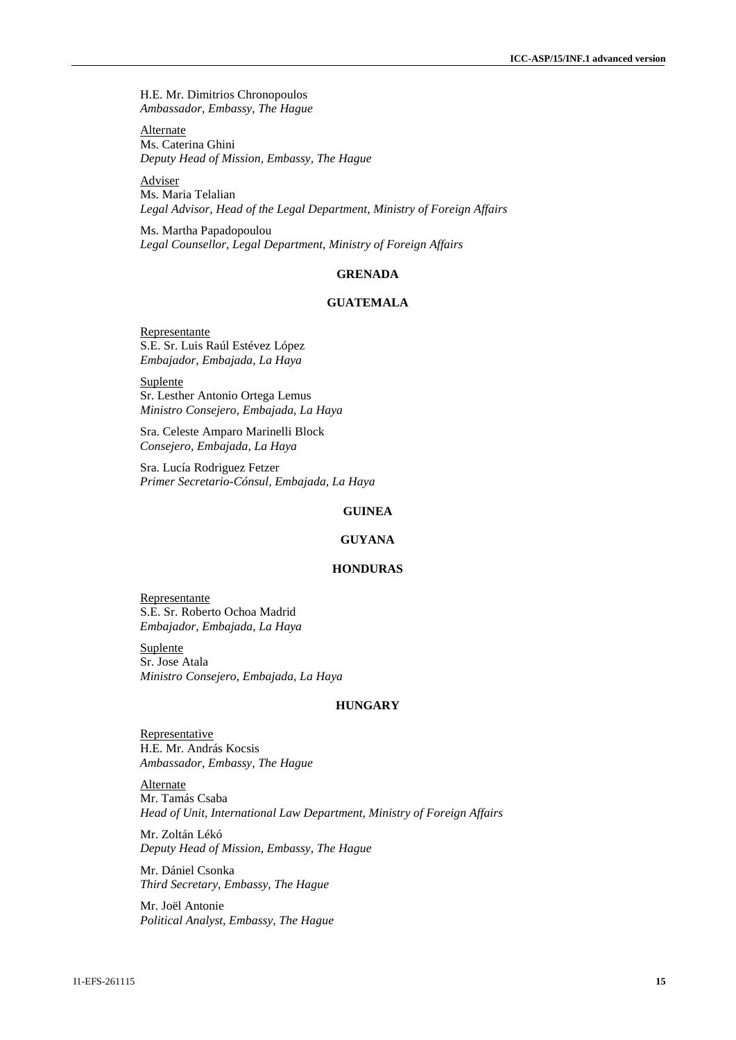H.E. Mr. Dimitrios Chronopoulos
*Ambassador, Embassy, The Hague*

Alternate
Ms. Caterina Ghini
*Deputy Head of Mission, Embassy, The Hague*

Adviser
Ms. Maria Telalian
*Legal Advisor, Head of the Legal Department, Ministry of Foreign Affairs*

Ms. Martha Papadopoulou
*Legal Counsellor, Legal Department, Ministry of Foreign Affairs*

**GRENADA**

**GUATEMALA**

Representante
S.E. Sr. Luis Raúl Estévez López
*Embajador, Embajada, La Haya*

Suplente
Sr. Lesther Antonio Ortega Lemus
*Ministro Consejero, Embajada, La Haya*

Sra. Celeste Amparo Marinelli Block
*Consejero, Embajada, La Haya*

Sra. Lucía Rodriguez Fetzer
*Primer Secretario-Cónsul, Embajada, La Haya*

**GUINEA**

**GUYANA**

**HONDURAS**

Representante
S.E. Sr. Roberto Ochoa Madrid
*Embajador, Embajada, La Haya*

Suplente
Sr. Jose Atala
*Ministro Consejero, Embajada, La Haya*

**HUNGARY**

Representative
H.E. Mr. András Kocsis
*Ambassador, Embassy, The Hague*

Alternate
Mr. Tamás Csaba
*Head of Unit, International Law Department, Ministry of Foreign Affairs*

Mr. Zoltán Lékó
*Deputy Head of Mission, Embassy, The Hague*

Mr. Dániel Csonka
*Third Secretary, Embassy, The Hague*

Mr. Joël Antonie
*Political Analyst, Embassy, The Hague*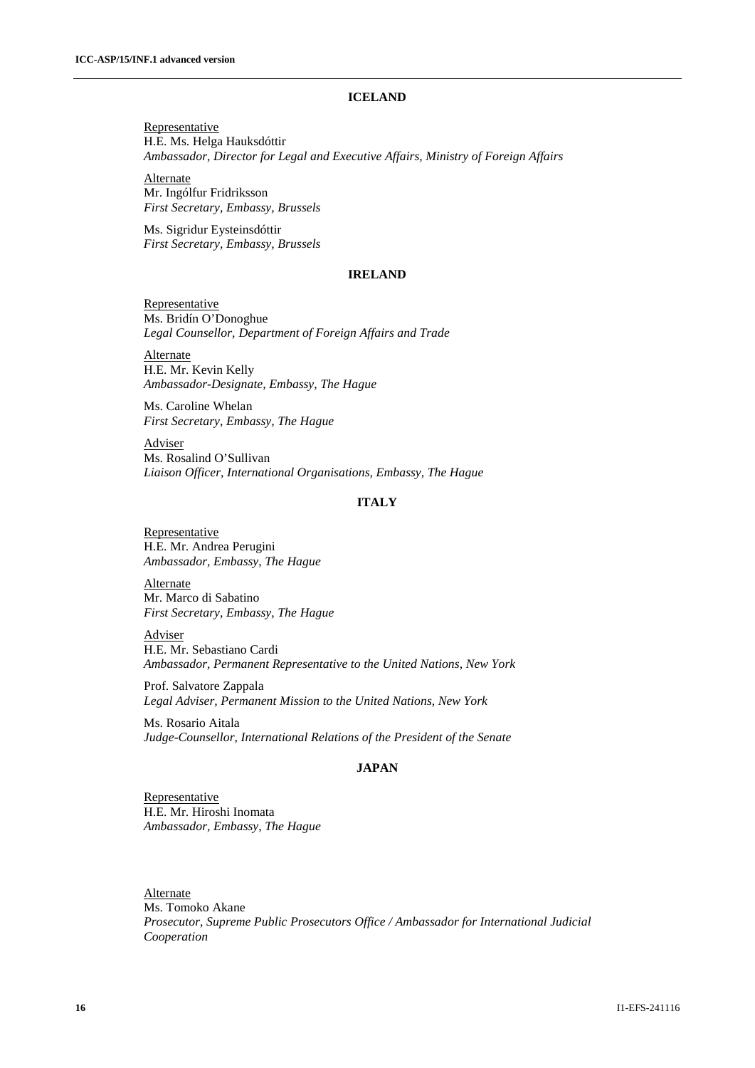## ICELAND

Representative
H.E. Ms. Helga Hauksdóttir
*Ambassador, Director for Legal and Executive Affairs, Ministry of Foreign Affairs*

Alternate
Mr. Ingólfur Fridriksson
*First Secretary, Embassy, Brussels*

Ms. Sigridur Eysteinsdóttir
*First Secretary, Embassy, Brussels*

## IRELAND

Representative
Ms. Bridín O'Donoghue
*Legal Counsellor, Department of Foreign Affairs and Trade*

Alternate
H.E. Mr. Kevin Kelly
*Ambassador-Designate, Embassy, The Hague*

Ms. Caroline Whelan
*First Secretary, Embassy, The Hague*

Adviser
Ms. Rosalind O'Sullivan
*Liaison Officer, International Organisations, Embassy, The Hague*

## ITALY

Representative
H.E. Mr. Andrea Perugini
*Ambassador, Embassy, The Hague*

Alternate
Mr. Marco di Sabatino
*First Secretary, Embassy, The Hague*

Adviser
H.E. Mr. Sebastiano Cardi
*Ambassador, Permanent Representative to the United Nations, New York*

Prof. Salvatore Zappala
*Legal Adviser, Permanent Mission to the United Nations, New York*

Ms. Rosario Aitala
*Judge-Counsellor, International Relations of the President of the Senate*

## JAPAN

Representative
H.E. Mr. Hiroshi Inomata
*Ambassador, Embassy, The Hague*

Alternate
Ms. Tomoko Akane
*Prosecutor, Supreme Public Prosecutors Office / Ambassador for International Judicial Cooperation*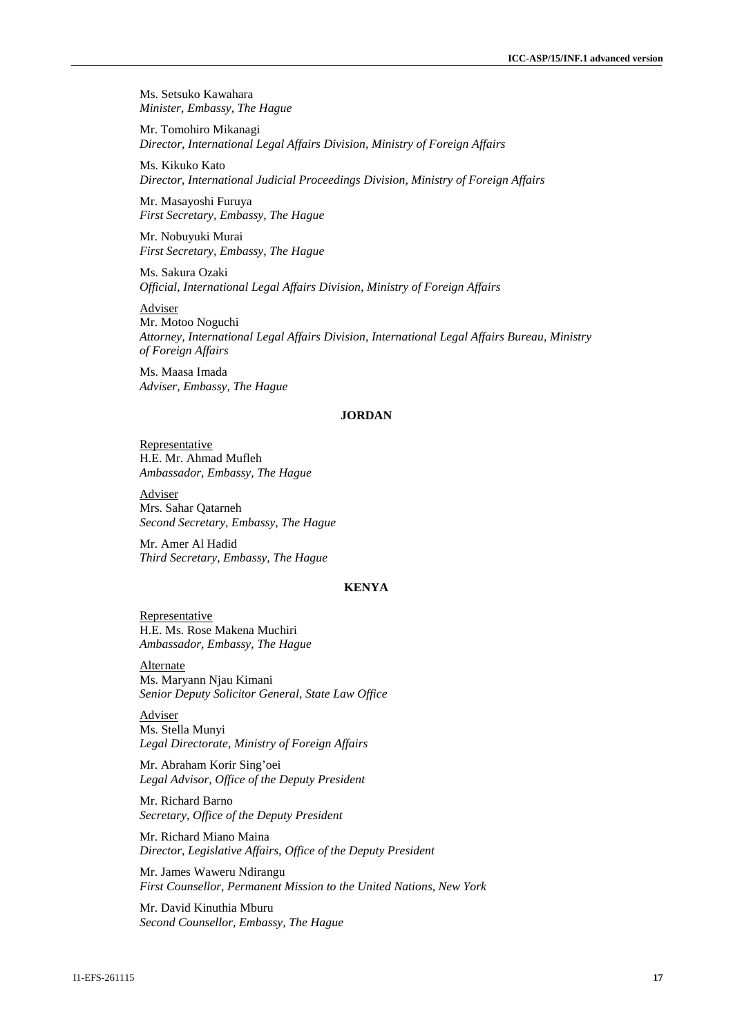Ms. Setsuko Kawahara
*Minister, Embassy, The Hague*

Mr. Tomohiro Mikanagi
*Director, International Legal Affairs Division, Ministry of Foreign Affairs*

Ms. Kikuko Kato
*Director, International Judicial Proceedings Division, Ministry of Foreign Affairs*

Mr. Masayoshi Furuya
*First Secretary, Embassy, The Hague*

Mr. Nobuyuki Murai
*First Secretary, Embassy, The Hague*

Ms. Sakura Ozaki
*Official, International Legal Affairs Division, Ministry of Foreign Affairs*

<u>Adviser</u>
Mr. Motoo Noguchi
*Attorney, International Legal Affairs Division, International Legal Affairs Bureau, Ministry of Foreign Affairs*

Ms. Maasa Imada
*Adviser, Embassy, The Hague*

**JORDAN**

<u>Representative</u>
H.E. Mr. Ahmad Mufleh
*Ambassador, Embassy, The Hague*

<u>Adviser</u>
Mrs. Sahar Qatarneh
*Second Secretary, Embassy, The Hague*

Mr. Amer Al Hadid
*Third Secretary, Embassy, The Hague*

**KENYA**

<u>Representative</u>
H.E. Ms. Rose Makena Muchiri
*Ambassador, Embassy, The Hague*

<u>Alternate</u>
Ms. Maryann Njau Kimani
*Senior Deputy Solicitor General, State Law Office*

<u>Adviser</u>
Ms. Stella Munyi
*Legal Directorate, Ministry of Foreign Affairs*

Mr. Abraham Korir Sing'oei
*Legal Advisor, Office of the Deputy President*

Mr. Richard Barno
*Secretary, Office of the Deputy President*

Mr. Richard Miano Maina
*Director, Legislative Affairs, Office of the Deputy President*

Mr. James Waweru Ndirangu
*First Counsellor, Permanent Mission to the United Nations, New York*

Mr. David Kinuthia Mburu
*Second Counsellor, Embassy, The Hague*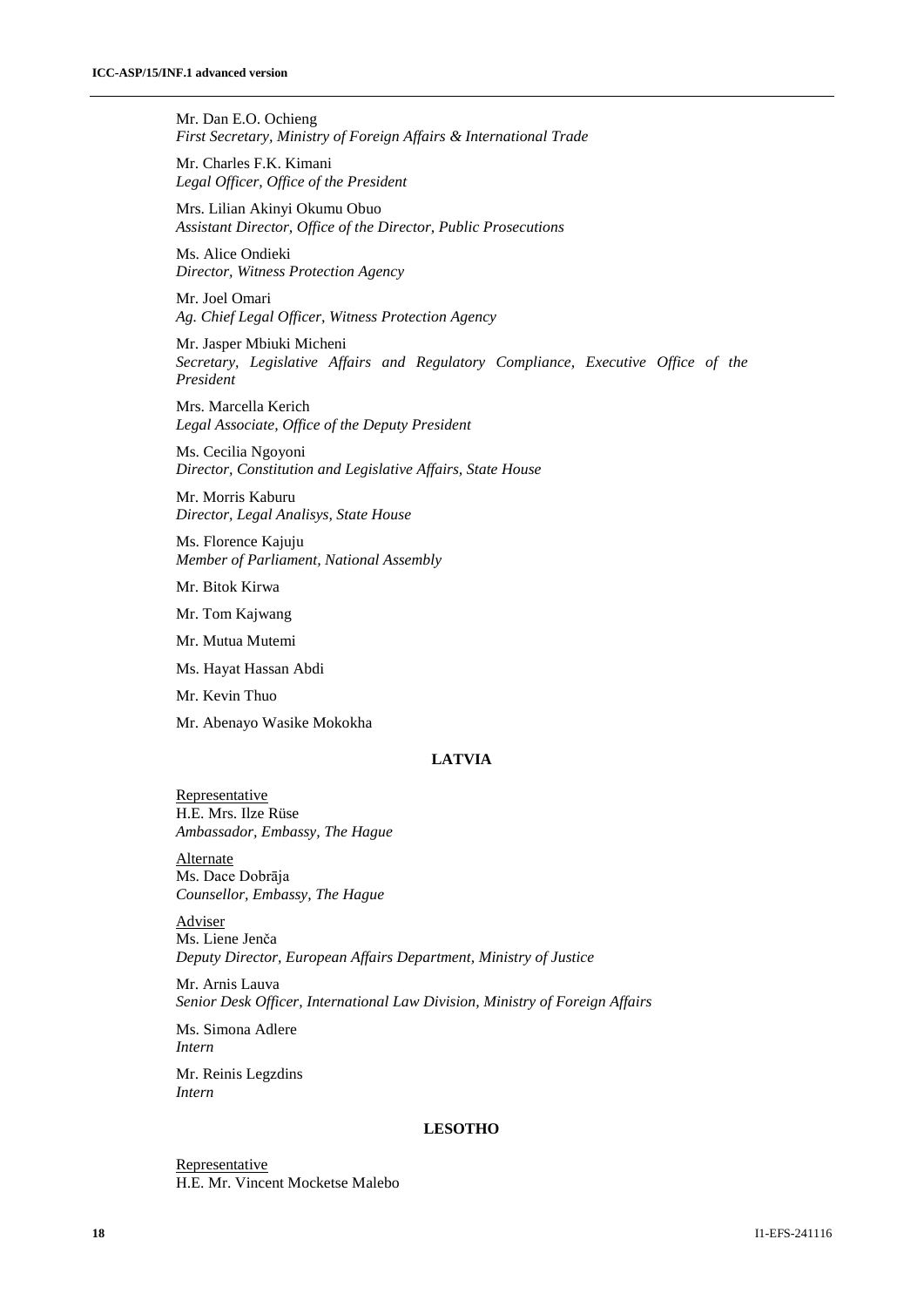Mr. Dan E.O. Ochieng
*First Secretary, Ministry of Foreign Affairs & International Trade*

Mr. Charles F.K. Kimani
*Legal Officer, Office of the President*

Mrs. Lilian Akinyi Okumu Obuo
*Assistant Director, Office of the Director, Public Prosecutions*

Ms. Alice Ondieki
*Director, Witness Protection Agency*

Mr. Joel Omari
*Ag. Chief Legal Officer, Witness Protection Agency*

Mr. Jasper Mbiuki Micheni
*Secretary, Legislative Affairs and Regulatory Compliance, Executive Office of the President*

Mrs. Marcella Kerich
*Legal Associate, Office of the Deputy President*

Ms. Cecilia Ngoyoni
*Director, Constitution and Legislative Affairs, State House*

Mr. Morris Kaburu
*Director, Legal Analisys, State House*

Ms. Florence Kajuju
*Member of Parliament, National Assembly*

Mr. Bitok Kirwa

Mr. Tom Kajwang

Mr. Mutua Mutemi

Ms. Hayat Hassan Abdi

Mr. Kevin Thuo

Mr. Abenayo Wasike Mokokha

**LATVIA**

Representative
H.E. Mrs. Ilze Rüse
*Ambassador, Embassy, The Hague*

Alternate
Ms. Dace Dobrāja
*Counsellor, Embassy, The Hague*

Adviser
Ms. Liene Jenča
*Deputy Director, European Affairs Department, Ministry of Justice*

Mr. Arnis Lauva
*Senior Desk Officer, International Law Division, Ministry of Foreign Affairs*

Ms. Simona Adlere
*Intern*

Mr. Reinis Legzdins
*Intern*

**LESOTHO**

Representative
H.E. Mr. Vincent Mocketse Malebo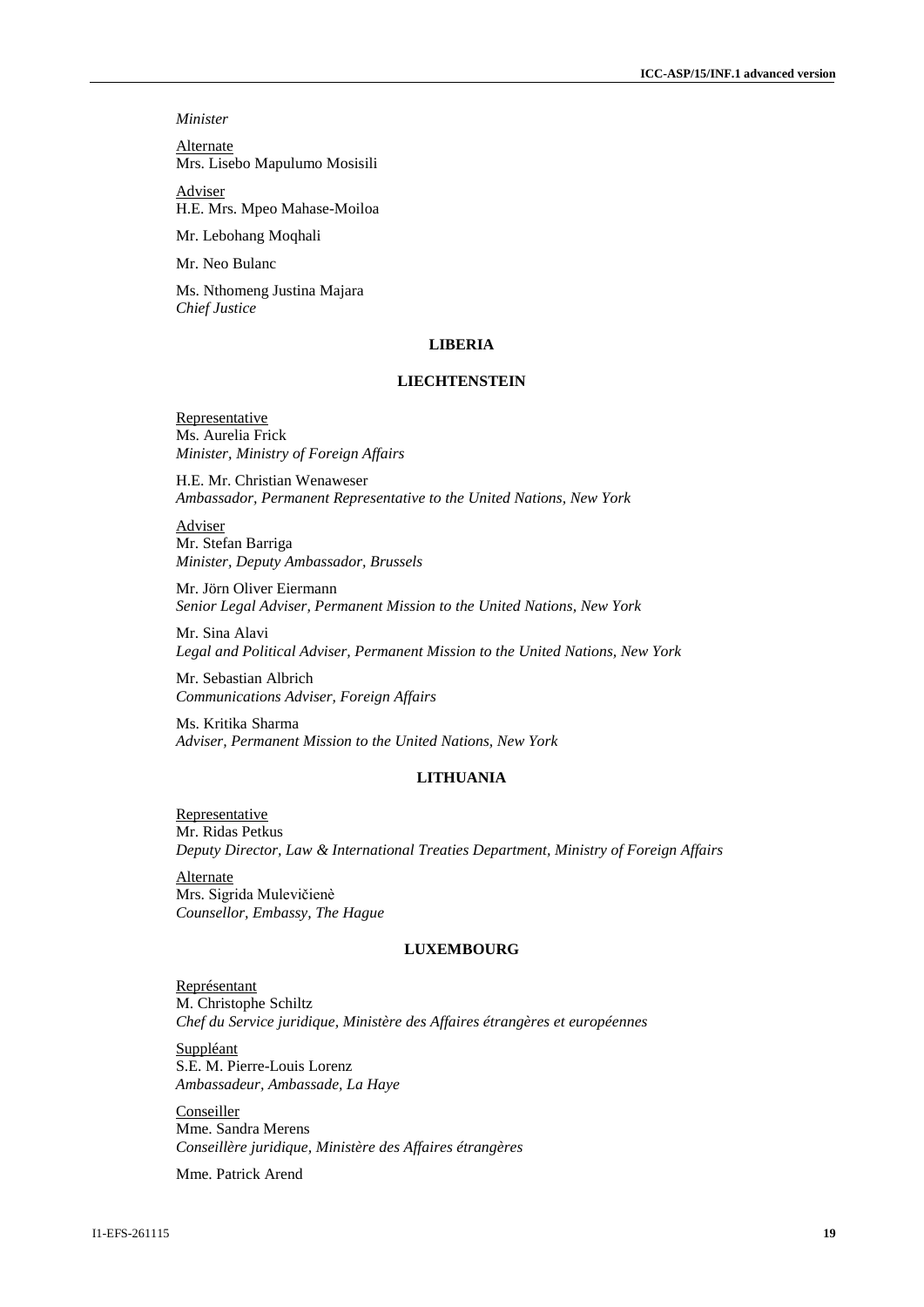*Minister*

Alternate
Mrs. Lisebo Mapulumo Mosisili

Adviser
H.E. Mrs. Mpeo Mahase-Moiloa

Mr. Lebohang Moqhali

Mr. Neo Bulanc

Ms. Nthomeng Justina Majara
*Chief Justice*

**LIBERIA**

**LIECHTENSTEIN**

Representative
Ms. Aurelia Frick
*Minister, Ministry of Foreign Affairs*

H.E. Mr. Christian Wenaweser
*Ambassador, Permanent Representative to the United Nations, New York*

Adviser
Mr. Stefan Barriga
*Minister, Deputy Ambassador, Brussels*

Mr. Jörn Oliver Eiermann
*Senior Legal Adviser, Permanent Mission to the United Nations, New York*

Mr. Sina Alavi
*Legal and Political Adviser, Permanent Mission to the United Nations, New York*

Mr. Sebastian Albrich
*Communications Adviser, Foreign Affairs*

Ms. Kritika Sharma
*Adviser, Permanent Mission to the United Nations, New York*

**LITHUANIA**

Representative
Mr. Ridas Petkus
*Deputy Director, Law & International Treaties Department, Ministry of Foreign Affairs*

Alternate
Mrs. Sigrida Mulevičienė
*Counsellor, Embassy, The Hague*

**LUXEMBOURG**

Représentant
M. Christophe Schiltz
*Chef du Service juridique, Ministère des Affaires étrangères et européennes*

Suppléant
S.E. M. Pierre-Louis Lorenz
*Ambassadeur, Ambassade, La Haye*

Conseiller
Mme. Sandra Merens
*Conseillère juridique, Ministère des Affaires étrangères*

Mme. Patrick Arend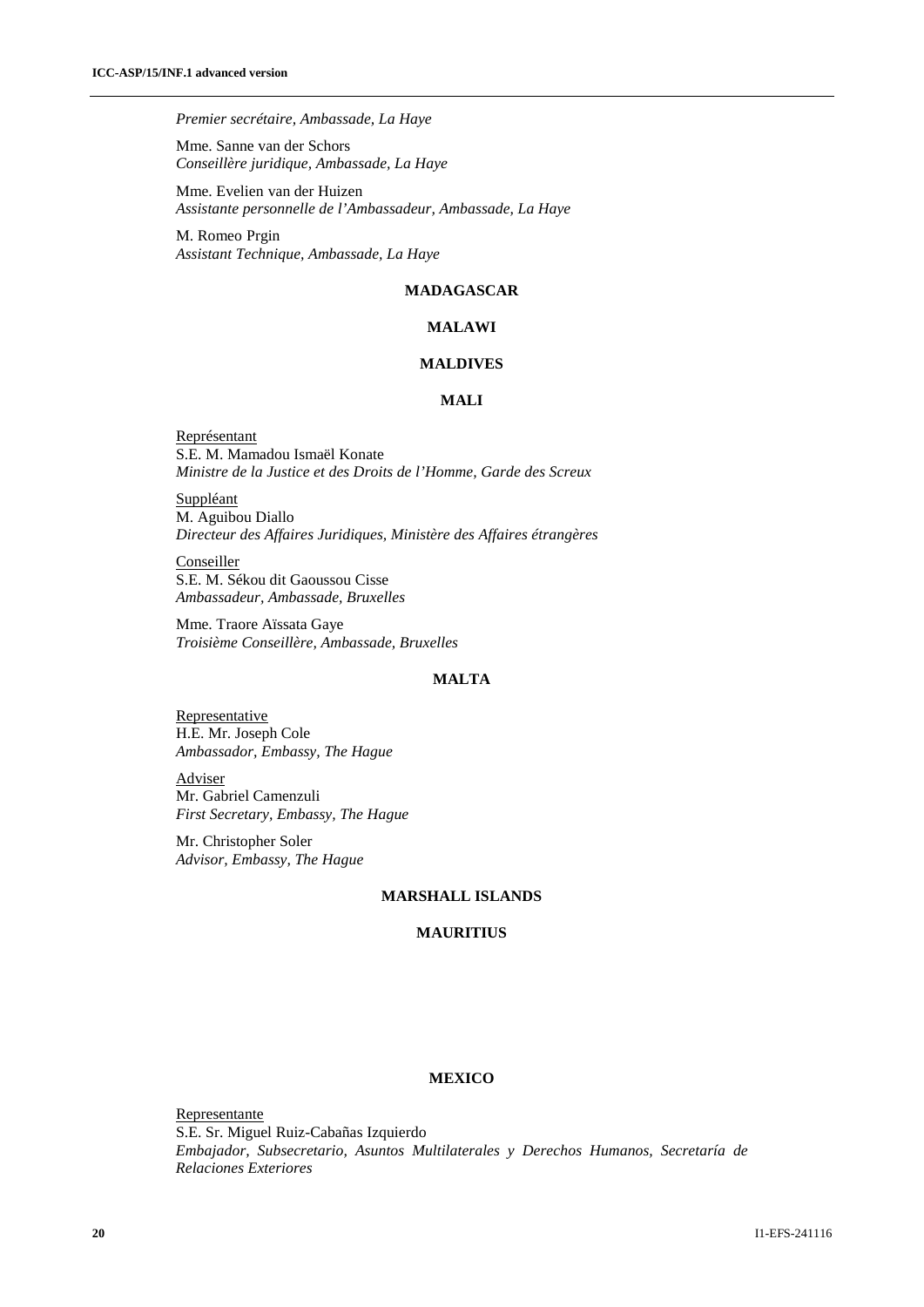*Premier secrétaire, Ambassade, La Haye*

Mme. Sanne van der Schors
*Conseillère juridique, Ambassade, La Haye*

Mme. Evelien van der Huizen
*Assistante personnelle de l'Ambassadeur, Ambassade, La Haye*

M. Romeo Prgin
*Assistant Technique, Ambassade, La Haye*

**MADAGASCAR**

**MALAWI**

**MALDIVES**

**MALI**

Représentant
S.E. M. Mamadou Ismaël Konate
*Ministre de la Justice et des Droits de l'Homme, Garde des Screux*

Suppléant
M. Aguibou Diallo
*Directeur des Affaires Juridiques, Ministère des Affaires étrangères*

Conseiller
S.E. M. Sékou dit Gaoussou Cisse
*Ambassadeur, Ambassade, Bruxelles*

Mme. Traore Aïssata Gaye
*Troisième Conseillère, Ambassade, Bruxelles*

**MALTA**

Representative
H.E. Mr. Joseph Cole
*Ambassador, Embassy, The Hague*

Adviser
Mr. Gabriel Camenzuli
*First Secretary, Embassy, The Hague*

Mr. Christopher Soler
*Advisor, Embassy, The Hague*

**MARSHALL ISLANDS**

**MAURITIUS**

**MEXICO**

Representante
S.E. Sr. Miguel Ruiz-Cabañas Izquierdo
*Embajador, Subsecretario, Asuntos Multilaterales y Derechos Humanos, Secretaría de Relaciones Exteriores*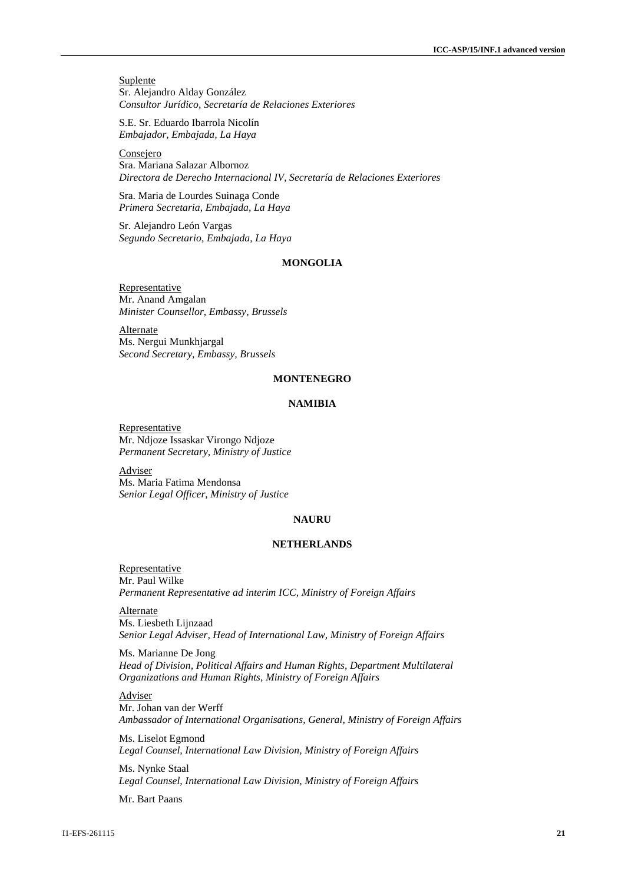Suplente
Sr. Alejandro Alday González
*Consultor Jurídico, Secretaría de Relaciones Exteriores*

S.E. Sr. Eduardo Ibarrola Nicolín
*Embajador, Embajada, La Haya*

Consejero
Sra. Mariana Salazar Albornoz
*Directora de Derecho Internacional IV, Secretaría de Relaciones Exteriores*

Sra. Maria de Lourdes Suinaga Conde
*Primera Secretaria, Embajada, La Haya*

Sr. Alejandro León Vargas
*Segundo Secretario, Embajada, La Haya*

## MONGOLIA

Representative
Mr. Anand Amgalan
*Minister Counsellor, Embassy, Brussels*

Alternate
Ms. Nergui Munkhjargal
*Second Secretary, Embassy, Brussels*

## MONTENEGRO

## NAMIBIA

Representative
Mr. Ndjoze Issaskar Virongo Ndjoze
*Permanent Secretary, Ministry of Justice*

Adviser
Ms. Maria Fatima Mendonsa
*Senior Legal Officer, Ministry of Justice*

## NAURU

## NETHERLANDS

Representative
Mr. Paul Wilke
*Permanent Representative ad interim ICC, Ministry of Foreign Affairs*

Alternate
Ms. Liesbeth Lijnzaad
*Senior Legal Adviser, Head of International Law, Ministry of Foreign Affairs*

Ms. Marianne De Jong
*Head of Division, Political Affairs and Human Rights, Department Multilateral Organizations and Human Rights, Ministry of Foreign Affairs*

Adviser
Mr. Johan van der Werff
*Ambassador of International Organisations, General, Ministry of Foreign Affairs*

Ms. Liselot Egmond
*Legal Counsel, International Law Division, Ministry of Foreign Affairs*

Ms. Nynke Staal
*Legal Counsel, International Law Division, Ministry of Foreign Affairs*

Mr. Bart Paans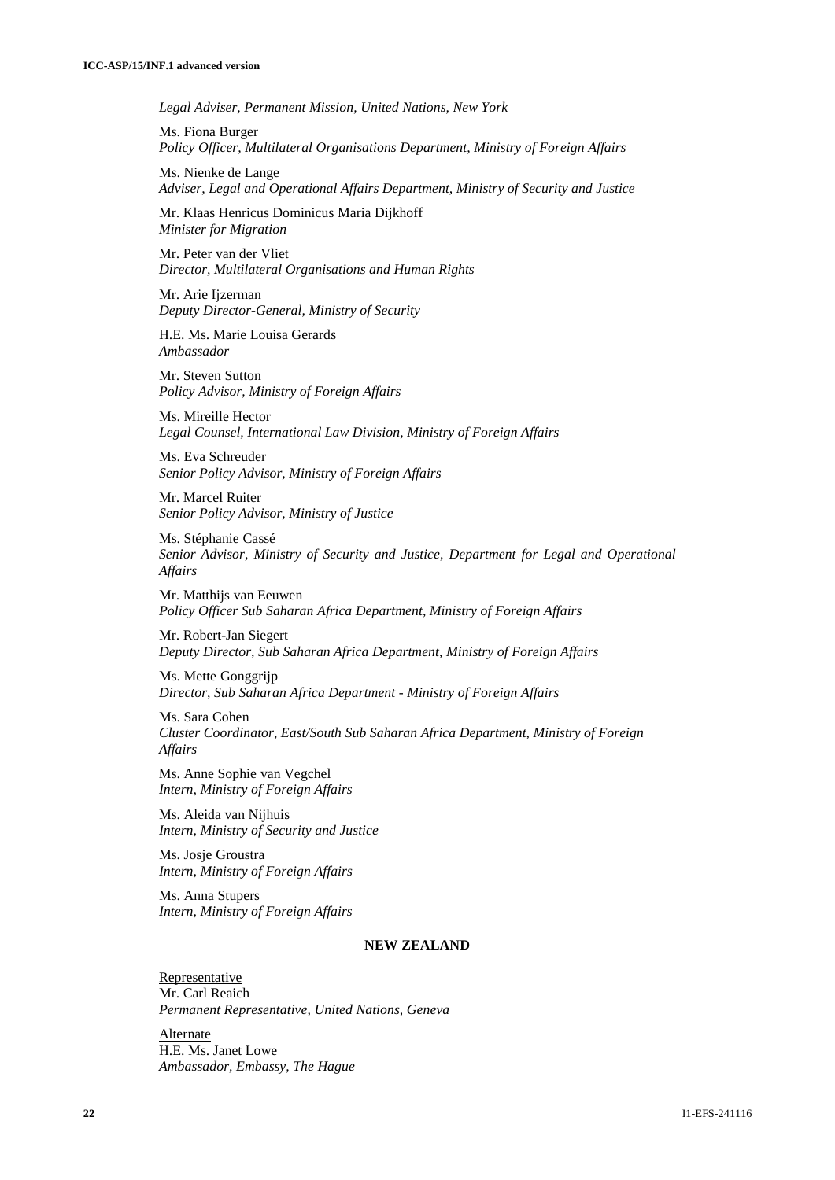*Legal Adviser, Permanent Mission, United Nations, New York*

Ms. Fiona Burger
*Policy Officer, Multilateral Organisations Department, Ministry of Foreign Affairs*

Ms. Nienke de Lange
*Adviser, Legal and Operational Affairs Department, Ministry of Security and Justice*

Mr. Klaas Henricus Dominicus Maria Dijkhoff
*Minister for Migration*

Mr. Peter van der Vliet
*Director, Multilateral Organisations and Human Rights*

Mr. Arie Ijzerman
*Deputy Director-General, Ministry of Security*

H.E. Ms. Marie Louisa Gerards
*Ambassador*

Mr. Steven Sutton
*Policy Advisor, Ministry of Foreign Affairs*

Ms. Mireille Hector
*Legal Counsel, International Law Division, Ministry of Foreign Affairs*

Ms. Eva Schreuder
*Senior Policy Advisor, Ministry of Foreign Affairs*

Mr. Marcel Ruiter
*Senior Policy Advisor, Ministry of Justice*

Ms. Stéphanie Cassé
*Senior Advisor, Ministry of Security and Justice, Department for Legal and Operational Affairs*

Mr. Matthijs van Eeuwen
*Policy Officer Sub Saharan Africa Department, Ministry of Foreign Affairs*

Mr. Robert-Jan Siegert
*Deputy Director, Sub Saharan Africa Department, Ministry of Foreign Affairs*

Ms. Mette Gonggrijp
*Director, Sub Saharan Africa Department - Ministry of Foreign Affairs*

Ms. Sara Cohen
*Cluster Coordinator, East/South Sub Saharan Africa Department, Ministry of Foreign Affairs*

Ms. Anne Sophie van Vegchel
*Intern, Ministry of Foreign Affairs*

Ms. Aleida van Nijhuis
*Intern, Ministry of Security and Justice*

Ms. Josje Groustra
*Intern, Ministry of Foreign Affairs*

Ms. Anna Stupers
*Intern, Ministry of Foreign Affairs*

## NEW ZEALAND

Representative
Mr. Carl Reaich
*Permanent Representative, United Nations, Geneva*

Alternate
H.E. Ms. Janet Lowe
*Ambassador, Embassy, The Hague*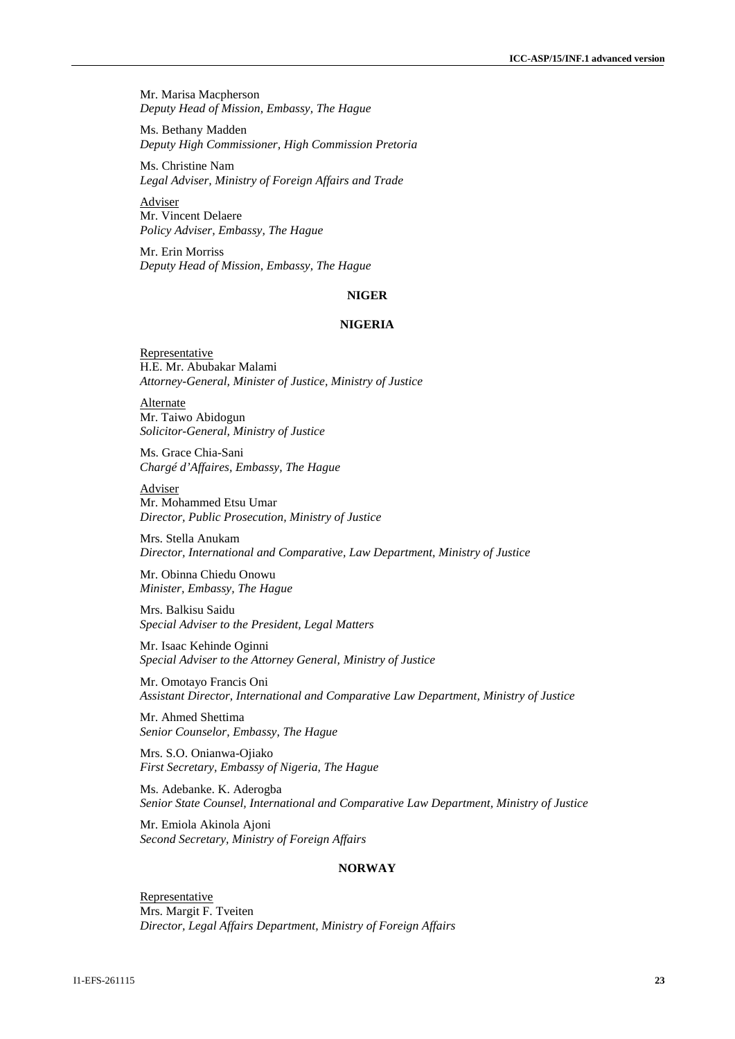Mr. Marisa Macpherson
*Deputy Head of Mission, Embassy, The Hague*

Ms. Bethany Madden
*Deputy High Commissioner, High Commission Pretoria*

Ms. Christine Nam
*Legal Adviser, Ministry of Foreign Affairs and Trade*

Adviser
Mr. Vincent Delaere
*Policy Adviser, Embassy, The Hague*

Mr. Erin Morriss
*Deputy Head of Mission, Embassy, The Hague*

**NIGER**

**NIGERIA**

Representative
H.E. Mr. Abubakar Malami
*Attorney-General, Minister of Justice, Ministry of Justice*

Alternate
Mr. Taiwo Abidogun
*Solicitor-General, Ministry of Justice*

Ms. Grace Chia-Sani
*Chargé d'Affaires, Embassy, The Hague*

Adviser
Mr. Mohammed Etsu Umar
*Director, Public Prosecution, Ministry of Justice*

Mrs. Stella Anukam
*Director, International and Comparative, Law Department, Ministry of Justice*

Mr. Obinna Chiedu Onowu
*Minister, Embassy, The Hague*

Mrs. Balkisu Saidu
*Special Adviser to the President, Legal Matters*

Mr. Isaac Kehinde Oginni
*Special Adviser to the Attorney General, Ministry of Justice*

Mr. Omotayo Francis Oni
*Assistant Director, International and Comparative Law Department, Ministry of Justice*

Mr. Ahmed Shettima
*Senior Counselor, Embassy, The Hague*

Mrs. S.O. Onianwa-Ojiako
*First Secretary, Embassy of Nigeria, The Hague*

Ms. Adebanke. K. Aderogba
*Senior State Counsel, International and Comparative Law Department, Ministry of Justice*

Mr. Emiola Akinola Ajoni
*Second Secretary, Ministry of Foreign Affairs*

**NORWAY**

Representative
Mrs. Margit F. Tveiten
*Director, Legal Affairs Department, Ministry of Foreign Affairs*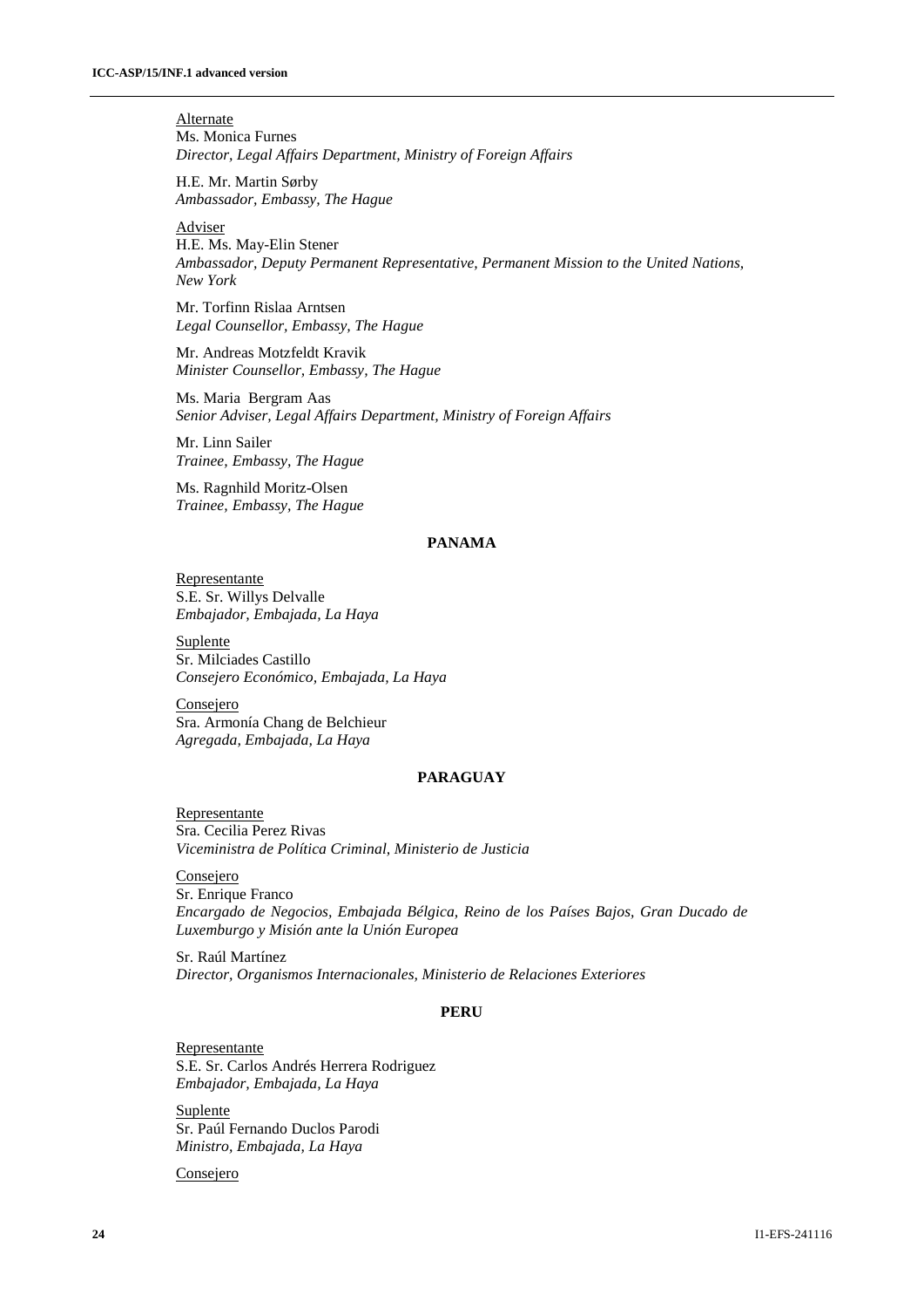Alternate
Ms. Monica Furnes
*Director, Legal Affairs Department, Ministry of Foreign Affairs*

H.E. Mr. Martin Sørby
*Ambassador, Embassy, The Hague*

Adviser
H.E. Ms. May-Elin Stener
*Ambassador, Deputy Permanent Representative, Permanent Mission to the United Nations, New York*

Mr. Torfinn Rislaa Arntsen
*Legal Counsellor, Embassy, The Hague*

Mr. Andreas Motzfeldt Kravik
*Minister Counsellor, Embassy, The Hague*

Ms. Maria Bergram Aas
*Senior Adviser, Legal Affairs Department, Ministry of Foreign Affairs*

Mr. Linn Sailer
*Trainee, Embassy, The Hague*

Ms. Ragnhild Moritz-Olsen
*Trainee, Embassy, The Hague*

**PANAMA**

Representante
S.E. Sr. Willys Delvalle
*Embajador, Embajada, La Haya*

Suplente
Sr. Milciades Castillo
*Consejero Económico, Embajada, La Haya*

Consejero
Sra. Armonía Chang de Belchieur
*Agregada, Embajada, La Haya*

**PARAGUAY**

Representante
Sra. Cecilia Perez Rivas
*Viceministra de Política Criminal, Ministerio de Justicia*

Consejero
Sr. Enrique Franco
*Encargado de Negocios, Embajada Bélgica, Reino de los Países Bajos, Gran Ducado de Luxemburgo y Misión ante la Unión Europea*

Sr. Raúl Martínez
*Director, Organismos Internacionales, Ministerio de Relaciones Exteriores*

**PERU**

Representante
S.E. Sr. Carlos Andrés Herrera Rodriguez
*Embajador, Embajada, La Haya*

Suplente
Sr. Paúl Fernando Duclos Parodi
*Ministro, Embajada, La Haya*

Consejero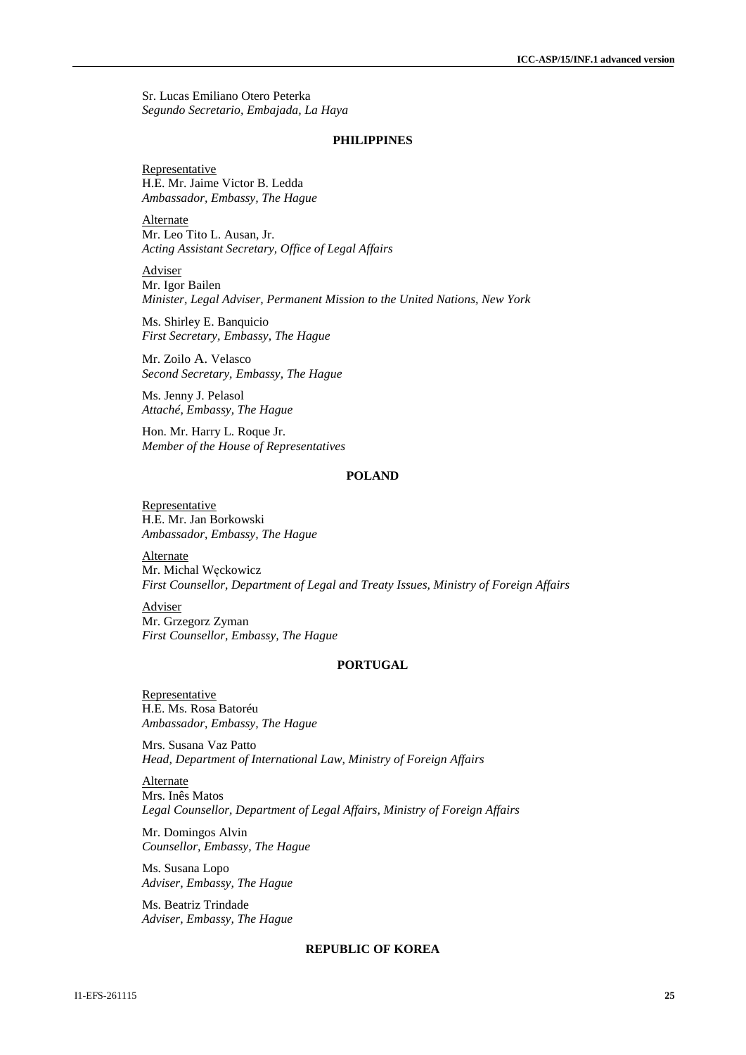Sr. Lucas Emiliano Otero Peterka
*Segundo Secretario, Embajada, La Haya*

## PHILIPPINES

Representative
H.E. Mr. Jaime Victor B. Ledda
*Ambassador, Embassy, The Hague*

Alternate
Mr. Leo Tito L. Ausan, Jr.
*Acting Assistant Secretary, Office of Legal Affairs*

Adviser
Mr. Igor Bailen
*Minister, Legal Adviser, Permanent Mission to the United Nations, New York*

Ms. Shirley E. Banquicio
*First Secretary, Embassy, The Hague*

Mr. Zoilo A. Velasco
*Second Secretary, Embassy, The Hague*

Ms. Jenny J. Pelasol
*Attaché, Embassy, The Hague*

Hon. Mr. Harry L. Roque Jr.
*Member of the House of Representatives*

## POLAND

Representative
H.E. Mr. Jan Borkowski
*Ambassador, Embassy, The Hague*

Alternate
Mr. Michal Węckowicz
*First Counsellor, Department of Legal and Treaty Issues, Ministry of Foreign Affairs*

Adviser
Mr. Grzegorz Zyman
*First Counsellor, Embassy, The Hague*

## PORTUGAL

Representative
H.E. Ms. Rosa Batoréu
*Ambassador, Embassy, The Hague*

Mrs. Susana Vaz Patto
*Head, Department of International Law, Ministry of Foreign Affairs*

Alternate
Mrs. Inês Matos
*Legal Counsellor, Department of Legal Affairs, Ministry of Foreign Affairs*

Mr. Domingos Alvin
*Counsellor, Embassy, The Hague*

Ms. Susana Lopo
*Adviser, Embassy, The Hague*

Ms. Beatriz Trindade
*Adviser, Embassy, The Hague*

## REPUBLIC OF KOREA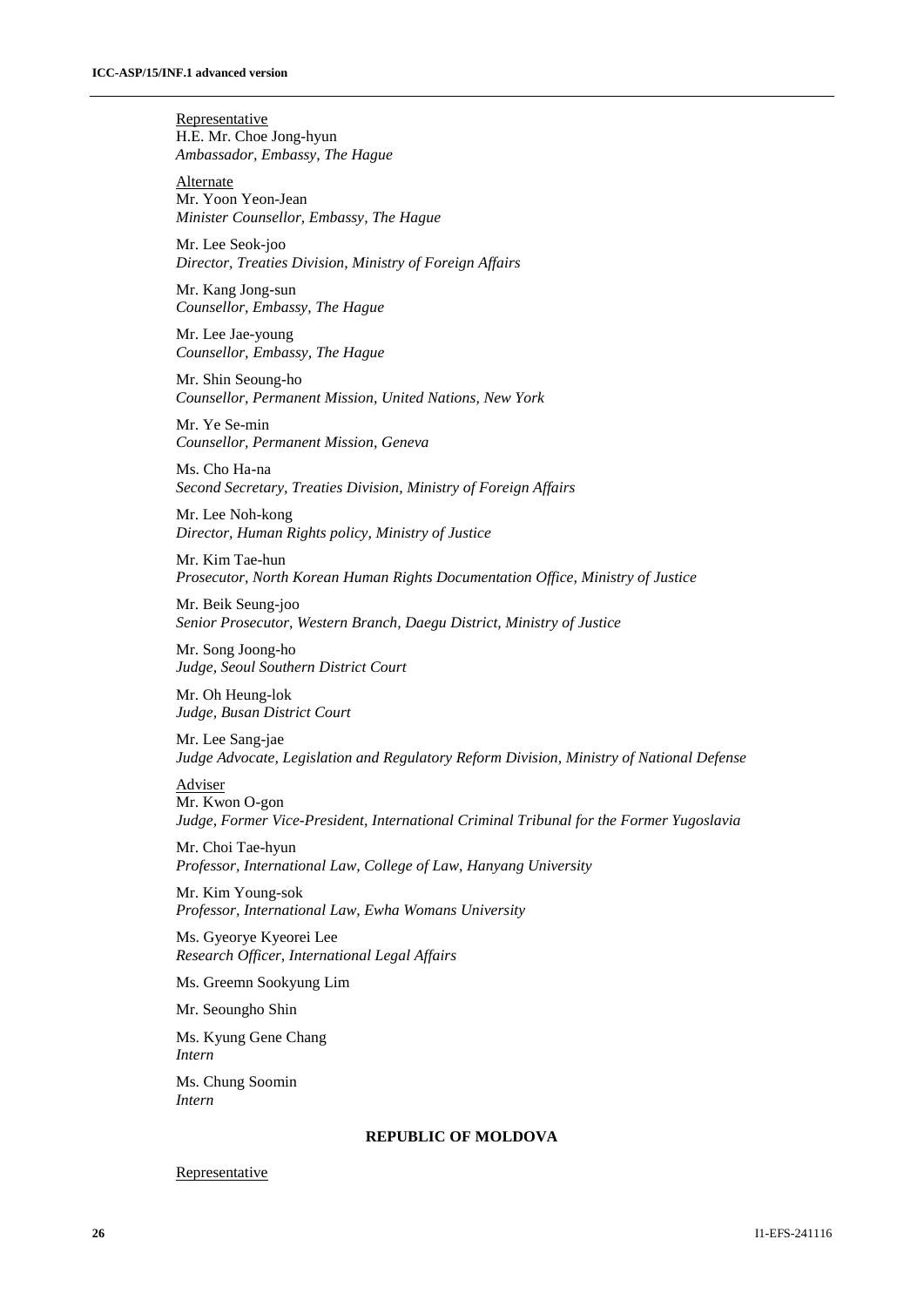Representative
H.E. Mr. Choe Jong-hyun
*Ambassador, Embassy, The Hague*

Alternate
Mr. Yoon Yeon-Jean
*Minister Counsellor, Embassy, The Hague*

Mr. Lee Seok-joo
*Director, Treaties Division, Ministry of Foreign Affairs*

Mr. Kang Jong-sun
*Counsellor, Embassy, The Hague*

Mr. Lee Jae-young
*Counsellor, Embassy, The Hague*

Mr. Shin Seoung-ho
*Counsellor, Permanent Mission, United Nations, New York*

Mr. Ye Se-min
*Counsellor, Permanent Mission, Geneva*

Ms. Cho Ha-na
*Second Secretary, Treaties Division, Ministry of Foreign Affairs*

Mr. Lee Noh-kong
*Director, Human Rights policy, Ministry of Justice*

Mr. Kim Tae-hun
*Prosecutor, North Korean Human Rights Documentation Office, Ministry of Justice*

Mr. Beik Seung-joo
*Senior Prosecutor, Western Branch, Daegu District, Ministry of Justice*

Mr. Song Joong-ho
*Judge, Seoul Southern District Court*

Mr. Oh Heung-lok
*Judge, Busan District Court*

Mr. Lee Sang-jae
*Judge Advocate, Legislation and Regulatory Reform Division, Ministry of National Defense*

Adviser
Mr. Kwon O-gon
*Judge, Former Vice-President, International Criminal Tribunal for the Former Yugoslavia*

Mr. Choi Tae-hyun
*Professor, International Law, College of Law, Hanyang University*

Mr. Kim Young-sok
*Professor, International Law, Ewha Womans University*

Ms. Gyeorye Kyeorei Lee
*Research Officer, International Legal Affairs*

Ms. Greemn Sookyung Lim

Mr. Seoungho Shin

Ms. Kyung Gene Chang
*Intern*

Ms. Chung Soomin
*Intern*

**REPUBLIC OF MOLDOVA**

Representative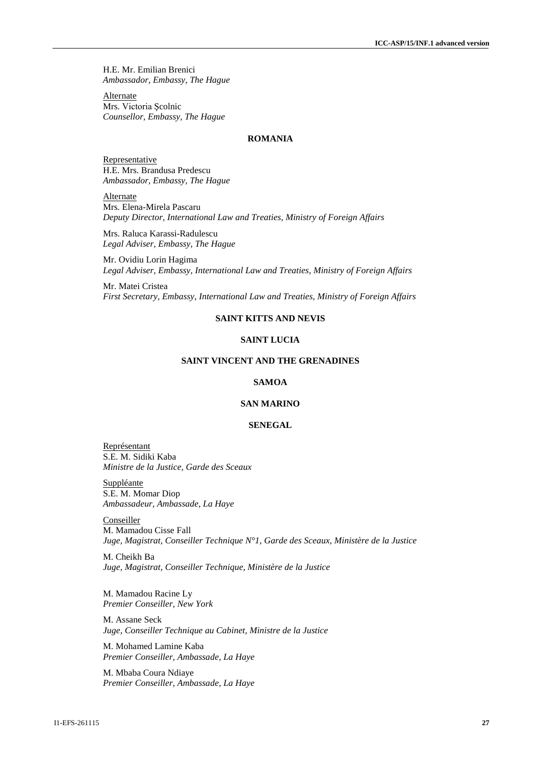H.E. Mr. Emilian Brenici
*Ambassador, Embassy, The Hague*

Alternate
Mrs. Victoria Şcolnic
*Counsellor, Embassy, The Hague*

**ROMANIA**

Representative
H.E. Mrs. Brandusa Predescu
*Ambassador, Embassy, The Hague*

Alternate
Mrs. Elena-Mirela Pascaru
*Deputy Director, International Law and Treaties, Ministry of Foreign Affairs*

Mrs. Raluca Karassi-Radulescu
*Legal Adviser, Embassy, The Hague*

Mr. Ovidiu Lorin Hagima
*Legal Adviser, Embassy, International Law and Treaties, Ministry of Foreign Affairs*

Mr. Matei Cristea
*First Secretary, Embassy, International Law and Treaties, Ministry of Foreign Affairs*

**SAINT KITTS AND NEVIS**

**SAINT LUCIA**

**SAINT VINCENT AND THE GRENADINES**

**SAMOA**

**SAN MARINO**

**SENEGAL**

Représentant
S.E. M. Sidiki Kaba
*Ministre de la Justice, Garde des Sceaux*

Suppléante
S.E. M. Momar Diop
*Ambassadeur, Ambassade, La Haye*

Conseiller
M. Mamadou Cisse Fall
*Juge, Magistrat, Conseiller Technique N°1, Garde des Sceaux, Ministère de la Justice*

M. Cheikh Ba
*Juge, Magistrat, Conseiller Technique, Ministère de la Justice*

M. Mamadou Racine Ly
*Premier Conseiller, New York*

M. Assane Seck
*Juge, Conseiller Technique au Cabinet, Ministre de la Justice*

M. Mohamed Lamine Kaba
*Premier Conseiller, Ambassade, La Haye*

M. Mbaba Coura Ndiaye
*Premier Conseiller, Ambassade, La Haye*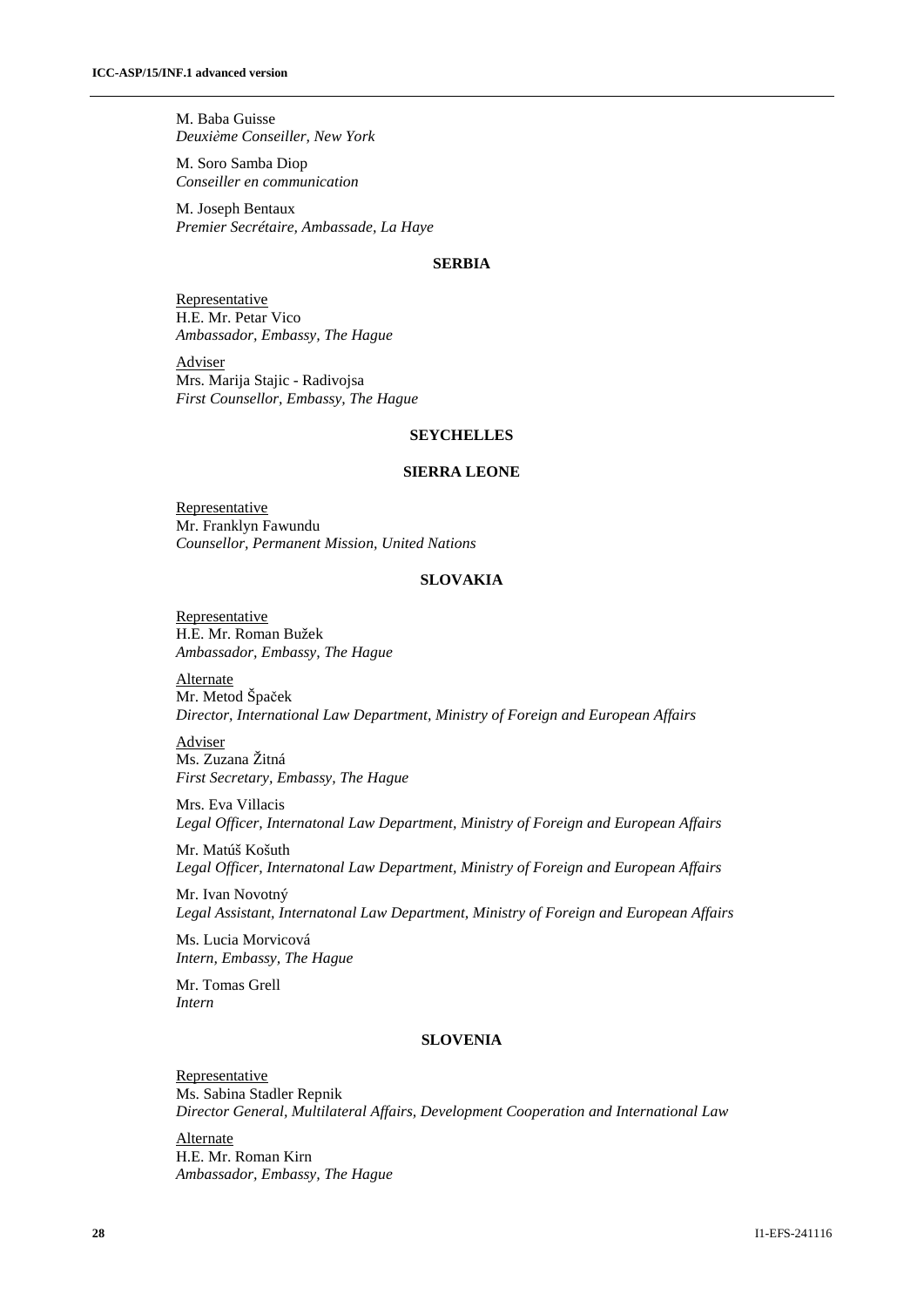M. Baba Guisse
*Deuxième Conseiller, New York*

M. Soro Samba Diop
*Conseiller en communication*

M. Joseph Bentaux
*Premier Secrétaire, Ambassade, La Haye*

### SERBIA

Representative
H.E. Mr. Petar Vico
*Ambassador, Embassy, The Hague*

Adviser
Mrs. Marija Stajic - Radivojsa
*First Counsellor, Embassy, The Hague*

### SEYCHELLES

### SIERRA LEONE

Representative
Mr. Franklyn Fawundu
*Counsellor, Permanent Mission, United Nations*

### SLOVAKIA

Representative
H.E. Mr. Roman Bužek
*Ambassador, Embassy, The Hague*

Alternate
Mr. Metod Špaček
*Director, International Law Department, Ministry of Foreign and European Affairs*

Adviser
Ms. Zuzana Žitná
*First Secretary, Embassy, The Hague*

Mrs. Eva Villacis
*Legal Officer, Internatonal Law Department, Ministry of Foreign and European Affairs*

Mr. Matúš Košuth
*Legal Officer, Internatonal Law Department, Ministry of Foreign and European Affairs*

Mr. Ivan Novotný
*Legal Assistant, Internatonal Law Department, Ministry of Foreign and European Affairs*

Ms. Lucia Morvicová
*Intern, Embassy, The Hague*

Mr. Tomas Grell
*Intern*

### SLOVENIA

Representative
Ms. Sabina Stadler Repnik
*Director General, Multilateral Affairs, Development Cooperation and International Law*

Alternate
H.E. Mr. Roman Kirn
*Ambassador, Embassy, The Hague*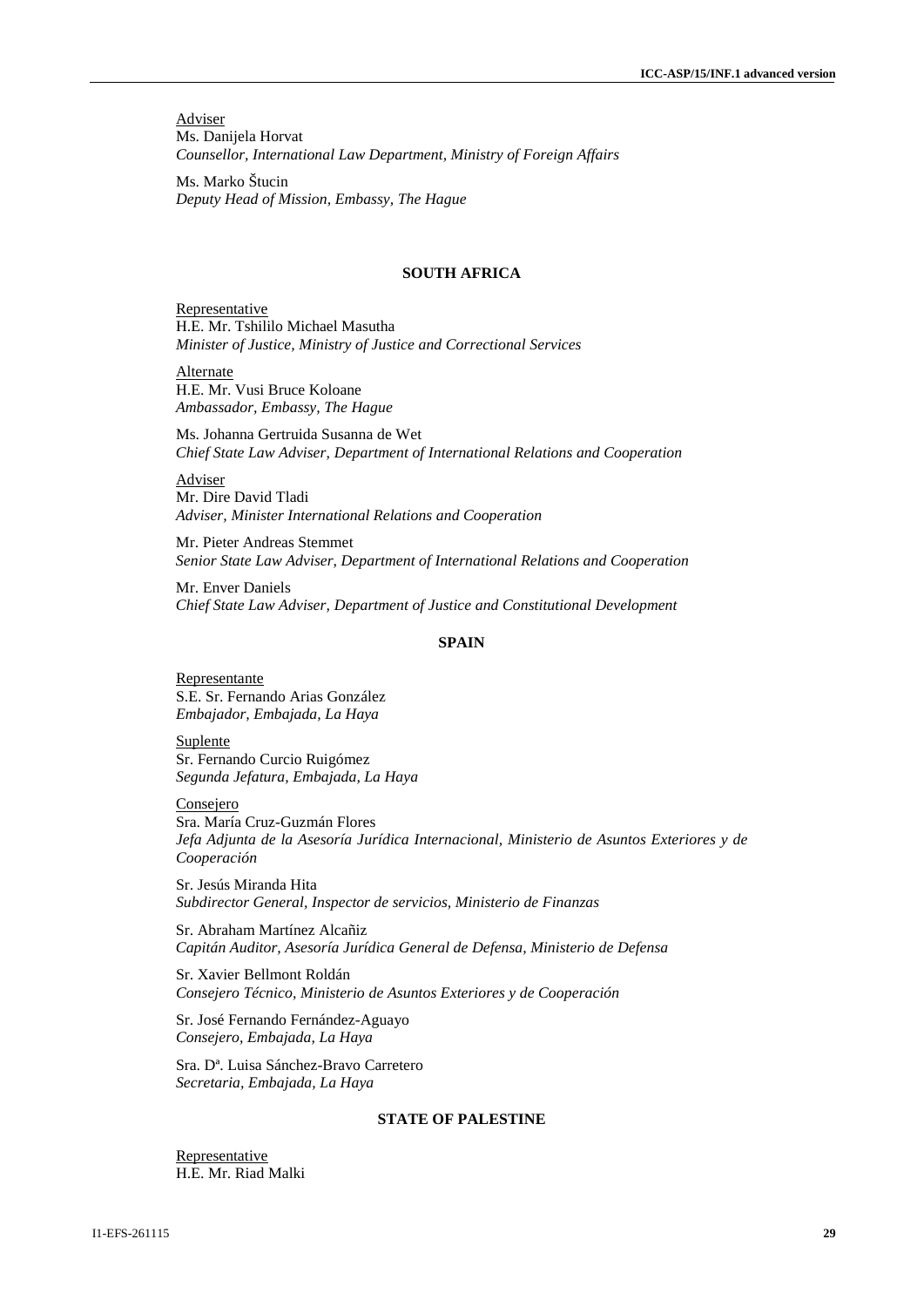Adviser
Ms. Danijela Horvat
*Counsellor, International Law Department, Ministry of Foreign Affairs*

Ms. Marko Štucin
*Deputy Head of Mission, Embassy, The Hague*

### SOUTH AFRICA

Representative
H.E. Mr. Tshililo Michael Masutha
*Minister of Justice, Ministry of Justice and Correctional Services*

Alternate
H.E. Mr. Vusi Bruce Koloane
*Ambassador, Embassy, The Hague*

Ms. Johanna Gertruida Susanna de Wet
*Chief State Law Adviser, Department of International Relations and Cooperation*

Adviser
Mr. Dire David Tladi
*Adviser, Minister International Relations and Cooperation*

Mr. Pieter Andreas Stemmet
*Senior State Law Adviser, Department of International Relations and Cooperation*

Mr. Enver Daniels
*Chief State Law Adviser, Department of Justice and Constitutional Development*

### SPAIN

Representante
S.E. Sr. Fernando Arias González
*Embajador, Embajada, La Haya*

Suplente
Sr. Fernando Curcio Ruigómez
*Segunda Jefatura, Embajada, La Haya*

Consejero
Sra. María Cruz-Guzmán Flores
*Jefa Adjunta de la Asesoría Jurídica Internacional, Ministerio de Asuntos Exteriores y de Cooperación*

Sr. Jesús Miranda Hita
*Subdirector General, Inspector de servicios, Ministerio de Finanzas*

Sr. Abraham Martínez Alcañiz
*Capitán Auditor, Asesoría Jurídica General de Defensa, Ministerio de Defensa*

Sr. Xavier Bellmont Roldán
*Consejero Técnico, Ministerio de Asuntos Exteriores y de Cooperación*

Sr. José Fernando Fernández-Aguayo
*Consejero, Embajada, La Haya*

Sra. Dª. Luisa Sánchez-Bravo Carretero
*Secretaria, Embajada, La Haya*

### STATE OF PALESTINE

Representative
H.E. Mr. Riad Malki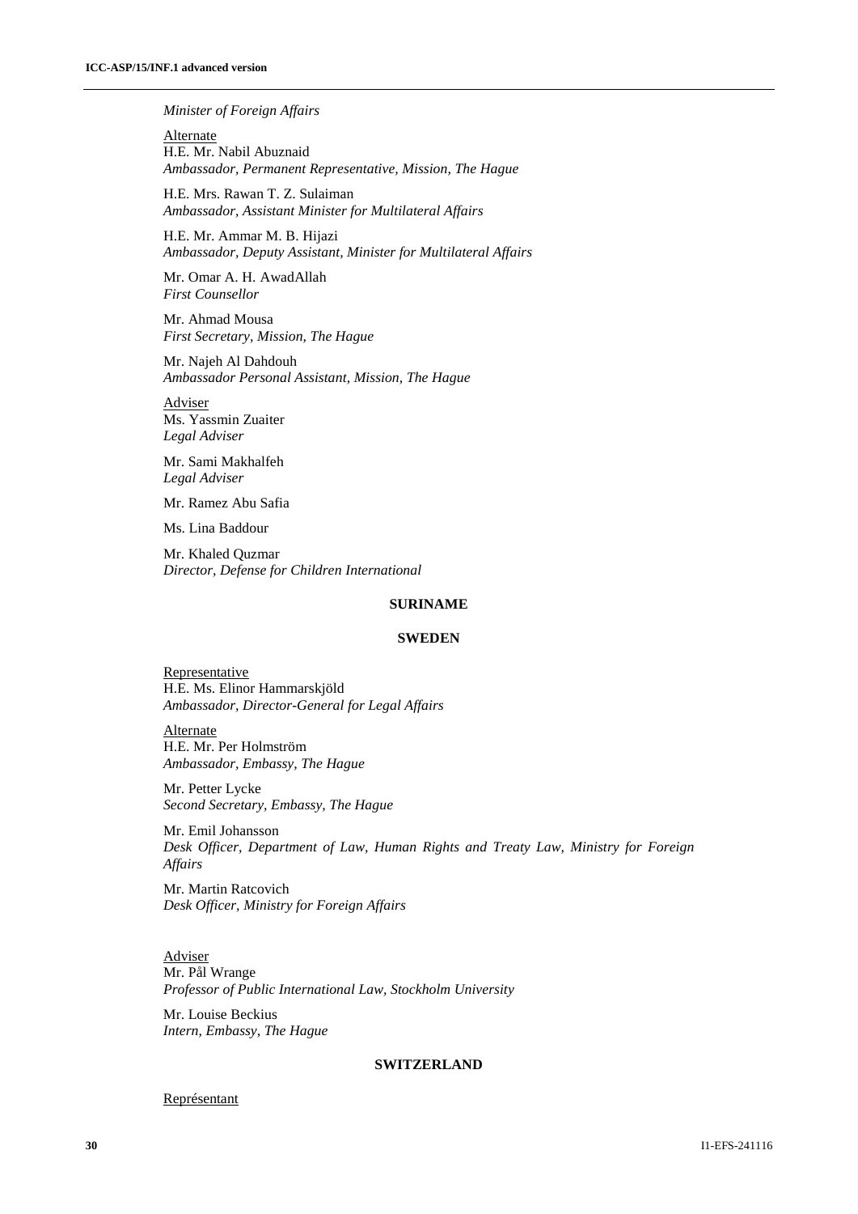*Minister of Foreign Affairs*

Alternate
H.E. Mr. Nabil Abuznaid
*Ambassador, Permanent Representative, Mission, The Hague*

H.E. Mrs. Rawan T. Z. Sulaiman
*Ambassador, Assistant Minister for Multilateral Affairs*

H.E. Mr. Ammar M. B. Hijazi
*Ambassador, Deputy Assistant, Minister for Multilateral Affairs*

Mr. Omar A. H. AwadAllah
*First Counsellor*

Mr. Ahmad Mousa
*First Secretary, Mission, The Hague*

Mr. Najeh Al Dahdouh
*Ambassador Personal Assistant, Mission, The Hague*

Adviser
Ms. Yassmin Zuaiter
*Legal Adviser*

Mr. Sami Makhalfeh
*Legal Adviser*

Mr. Ramez Abu Safia

Ms. Lina Baddour

Mr. Khaled Quzmar
*Director, Defense for Children International*

**SURINAME**

**SWEDEN**

Representative
H.E. Ms. Elinor Hammarskjöld
*Ambassador, Director-General for Legal Affairs*

Alternate
H.E. Mr. Per Holmström
*Ambassador, Embassy, The Hague*

Mr. Petter Lycke
*Second Secretary, Embassy, The Hague*

Mr. Emil Johansson
*Desk Officer, Department of Law, Human Rights and Treaty Law, Ministry for Foreign Affairs*

Mr. Martin Ratcovich
*Desk Officer, Ministry for Foreign Affairs*

Adviser
Mr. Pål Wrange
*Professor of Public International Law, Stockholm University*

Mr. Louise Beckius
*Intern, Embassy, The Hague*

**SWITZERLAND**

Représentant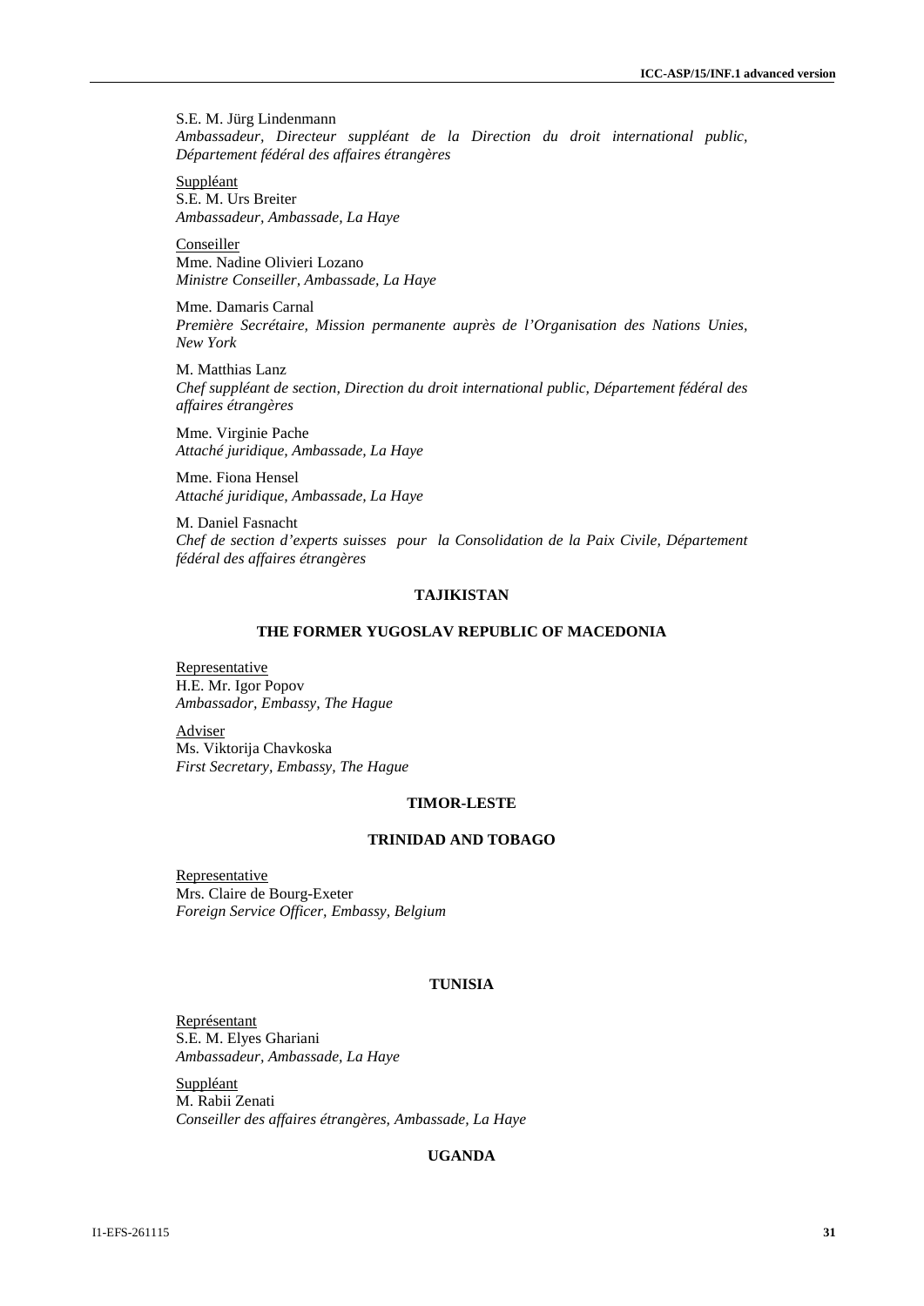S.E. M. Jürg Lindenmann
*Ambassadeur, Directeur suppléant de la Direction du droit international public, Département fédéral des affaires étrangères*

Suppléant
S.E. M. Urs Breiter
*Ambassadeur, Ambassade, La Haye*

Conseiller
Mme. Nadine Olivieri Lozano
*Ministre Conseiller, Ambassade, La Haye*

Mme. Damaris Carnal
*Première Secrétaire, Mission permanente auprès de l'Organisation des Nations Unies, New York*

M. Matthias Lanz
*Chef suppléant de section, Direction du droit international public, Département fédéral des affaires étrangères*

Mme. Virginie Pache
*Attaché juridique, Ambassade, La Haye*

Mme. Fiona Hensel
*Attaché juridique, Ambassade, La Haye*

M. Daniel Fasnacht
*Chef de section d'experts suisses pour la Consolidation de la Paix Civile, Département fédéral des affaires étrangères*

**TAJIKISTAN**

**THE FORMER YUGOSLAV REPUBLIC OF MACEDONIA**

Representative
H.E. Mr. Igor Popov
*Ambassador, Embassy, The Hague*

Adviser
Ms. Viktorija Chavkoska
*First Secretary, Embassy, The Hague*

**TIMOR-LESTE**

**TRINIDAD AND TOBAGO**

Representative
Mrs. Claire de Bourg-Exeter
*Foreign Service Officer, Embassy, Belgium*

**TUNISIA**

Représentant
S.E. M. Elyes Ghariani
*Ambassadeur, Ambassade, La Haye*

Suppléant
M. Rabii Zenati
*Conseiller des affaires étrangères, Ambassade, La Haye*

**UGANDA**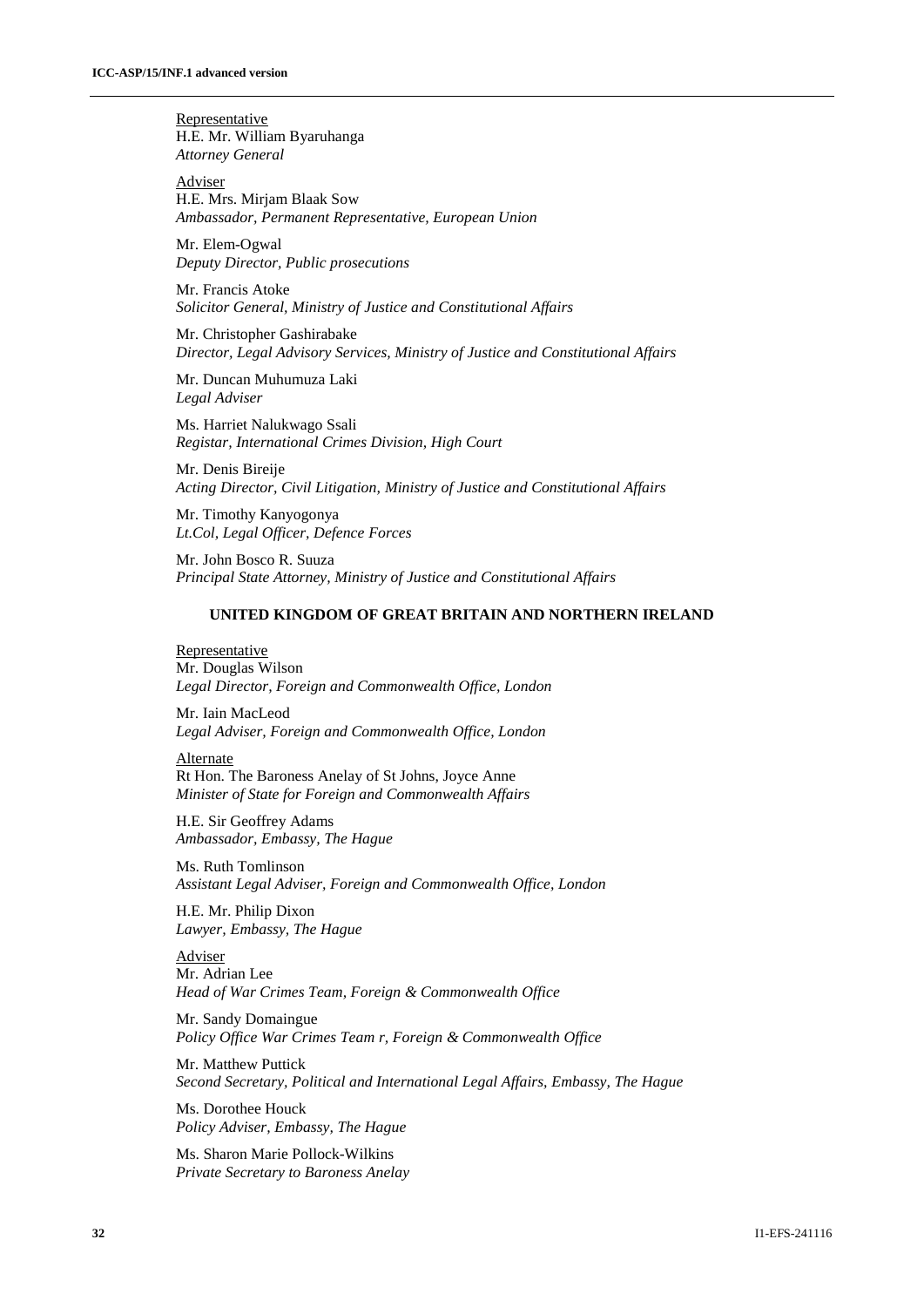Representative
H.E. Mr. William Byaruhanga
*Attorney General*

Adviser
H.E. Mrs. Mirjam Blaak Sow
*Ambassador, Permanent Representative, European Union*

Mr. Elem-Ogwal
*Deputy Director, Public prosecutions*

Mr. Francis Atoke
*Solicitor General, Ministry of Justice and Constitutional Affairs*

Mr. Christopher Gashirabake
*Director, Legal Advisory Services, Ministry of Justice and Constitutional Affairs*

Mr. Duncan Muhumuza Laki
*Legal Adviser*

Ms. Harriet Nalukwago Ssali
*Registar, International Crimes Division, High Court*

Mr. Denis Bireije
*Acting Director, Civil Litigation, Ministry of Justice and Constitutional Affairs*

Mr. Timothy Kanyogonya
*Lt.Col, Legal Officer, Defence Forces*

Mr. John Bosco R. Suuza
*Principal State Attorney, Ministry of Justice and Constitutional Affairs*

**UNITED KINGDOM OF GREAT BRITAIN AND NORTHERN IRELAND**

Representative
Mr. Douglas Wilson
*Legal Director, Foreign and Commonwealth Office, London*

Mr. Iain MacLeod
*Legal Adviser, Foreign and Commonwealth Office, London*

Alternate
Rt Hon. The Baroness Anelay of St Johns, Joyce Anne
*Minister of State for Foreign and Commonwealth Affairs*

H.E. Sir Geoffrey Adams
*Ambassador, Embassy, The Hague*

Ms. Ruth Tomlinson
*Assistant Legal Adviser, Foreign and Commonwealth Office, London*

H.E. Mr. Philip Dixon
*Lawyer, Embassy, The Hague*

Adviser
Mr. Adrian Lee
*Head of War Crimes Team, Foreign & Commonwealth Office*

Mr. Sandy Domaingue
*Policy Office War Crimes Team r, Foreign & Commonwealth Office*

Mr. Matthew Puttick
*Second Secretary, Political and International Legal Affairs, Embassy, The Hague*

Ms. Dorothee Houck
*Policy Adviser, Embassy, The Hague*

Ms. Sharon Marie Pollock-Wilkins
*Private Secretary to Baroness Anelay*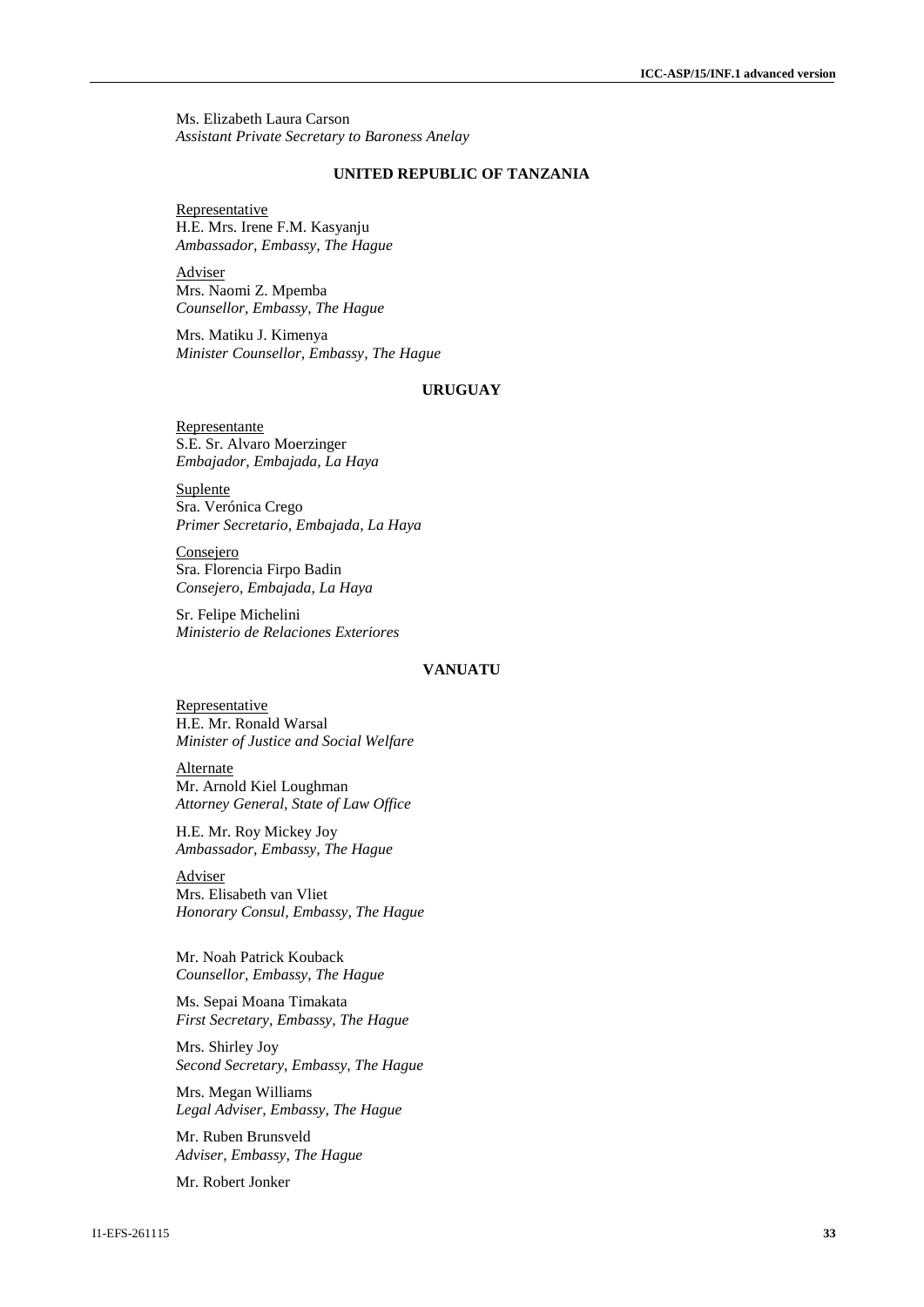Ms. Elizabeth Laura Carson
*Assistant Private Secretary to Baroness Anelay*

**UNITED REPUBLIC OF TANZANIA**

Representative
H.E. Mrs. Irene F.M. Kasyanju
*Ambassador, Embassy, The Hague*

Adviser
Mrs. Naomi Z. Mpemba
*Counsellor, Embassy, The Hague*

Mrs. Matiku J. Kimenya
*Minister Counsellor, Embassy, The Hague*

**URUGUAY**

Representante
S.E. Sr. Alvaro Moerzinger
*Embajador, Embajada, La Haya*

Suplente
Sra. Verónica Crego
*Primer Secretario, Embajada, La Haya*

Consejero
Sra. Florencia Firpo Badin
*Consejero, Embajada, La Haya*

Sr. Felipe Michelini
*Ministerio de Relaciones Exteriores*

**VANUATU**

Representative
H.E. Mr. Ronald Warsal
*Minister of Justice and Social Welfare*

Alternate
Mr. Arnold Kiel Loughman
*Attorney General, State of Law Office*

H.E. Mr. Roy Mickey Joy
*Ambassador, Embassy, The Hague*

Adviser
Mrs. Elisabeth van Vliet
*Honorary Consul, Embassy, The Hague*

Mr. Noah Patrick Kouback
*Counsellor, Embassy, The Hague*

Ms. Sepai Moana Timakata
*First Secretary, Embassy, The Hague*

Mrs. Shirley Joy
*Second Secretary, Embassy, The Hague*

Mrs. Megan Williams
*Legal Adviser, Embassy, The Hague*

Mr. Ruben Brunsveld
*Adviser, Embassy, The Hague*

Mr. Robert Jonker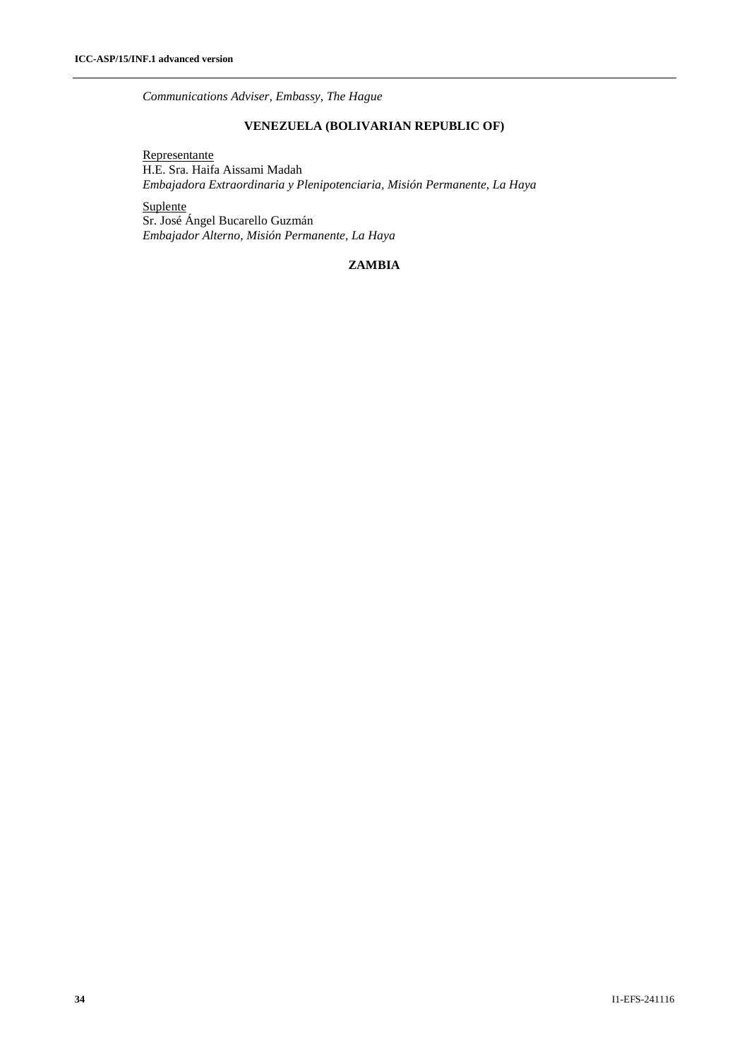*Communications Adviser, Embassy, The Hague*

**VENEZUELA (BOLIVARIAN REPUBLIC OF)**

Representante
H.E. Sra. Haifa Aissami Madah
*Embajadora Extraordinaria y Plenipotenciaria, Misión Permanente, La Haya*

Suplente
Sr. José Ángel Bucarello Guzmán
*Embajador Alterno, Misión Permanente, La Haya*

**ZAMBIA**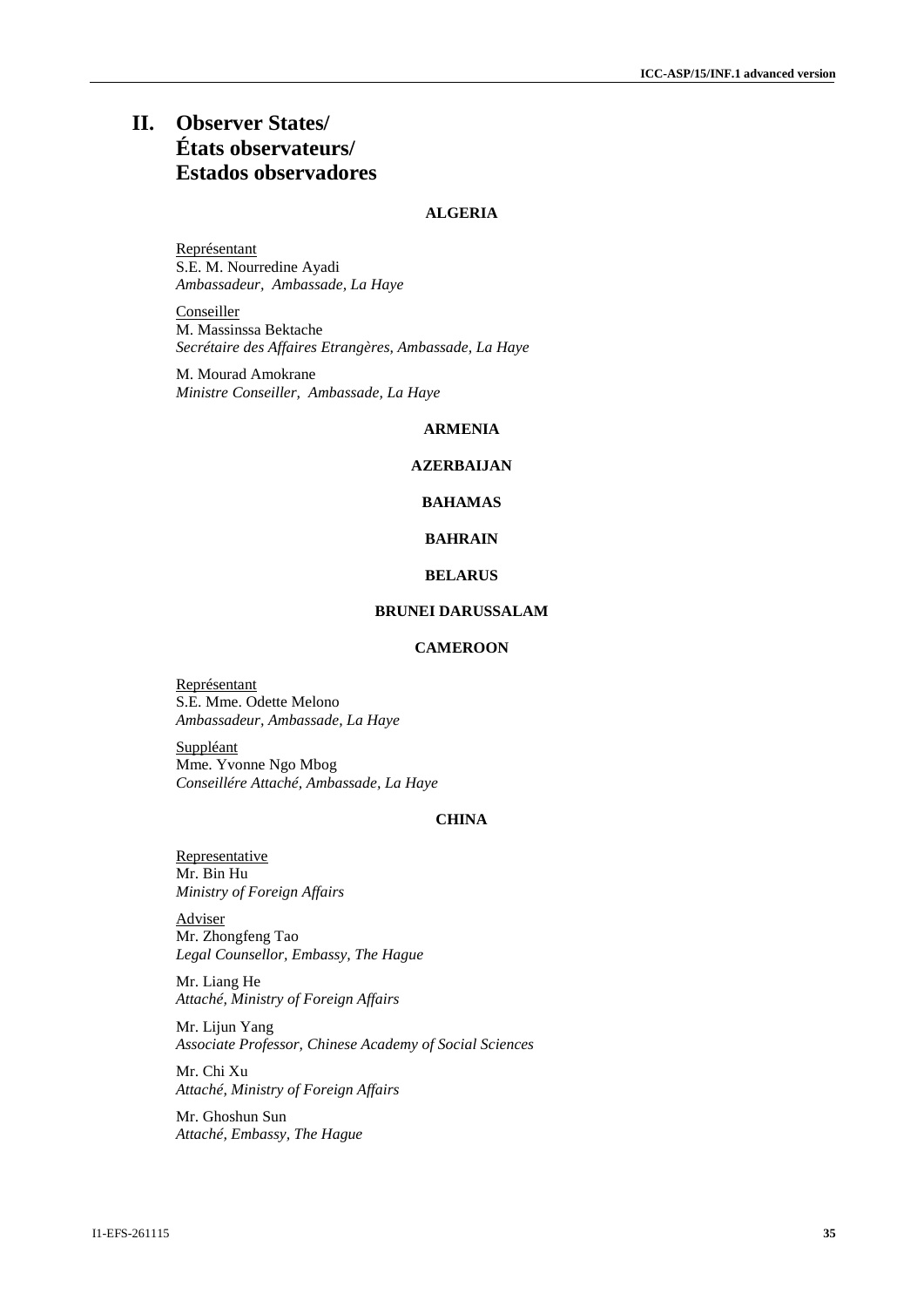# II. Observer States/ États observateurs/ Estados observadores

**ALGERIA**

Représentant
S.E. M. Nourredine Ayadi
*Ambassadeur, Ambassade, La Haye*

Conseiller
M. Massinssa Bektache
*Secrétaire des Affaires Etrangères, Ambassade, La Haye*

M. Mourad Amokrane
*Ministre Conseiller, Ambassade, La Haye*

**ARMENIA**

**AZERBAIJAN**

**BAHAMAS**

**BAHRAIN**

**BELARUS**

**BRUNEI DARUSSALAM**

**CAMEROON**

Représentant
S.E. Mme. Odette Melono
*Ambassadeur, Ambassade, La Haye*

Suppléant
Mme. Yvonne Ngo Mbog
*Conseillére Attaché, Ambassade, La Haye*

**CHINA**

Representative
Mr. Bin Hu
*Ministry of Foreign Affairs*

Adviser
Mr. Zhongfeng Tao
*Legal Counsellor, Embassy, The Hague*

Mr. Liang He
*Attaché, Ministry of Foreign Affairs*

Mr. Lijun Yang
*Associate Professor, Chinese Academy of Social Sciences*

Mr. Chi Xu
*Attaché, Ministry of Foreign Affairs*

Mr. Ghoshun Sun
*Attaché, Embassy, The Hague*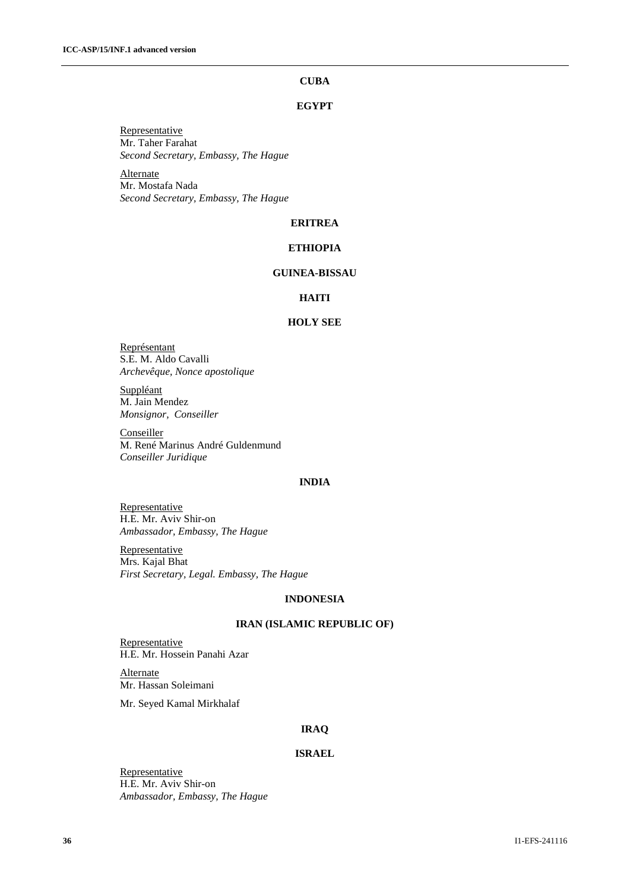## CUBA

## EGYPT

Representative
Mr. Taher Farahat
*Second Secretary, Embassy, The Hague*

Alternate
Mr. Mostafa Nada
*Second Secretary, Embassy, The Hague*

## ERITREA

## ETHIOPIA

## GUINEA-BISSAU

## HAITI

## HOLY SEE

Représentant
S.E. M. Aldo Cavalli
*Archevêque, Nonce apostolique*

Suppléant
M. Jain Mendez
*Monsignor, Conseiller*

Conseiller
M. René Marinus André Guldenmund
*Conseiller Juridique*

## INDIA

Representative
H.E. Mr. Aviv Shir-on
*Ambassador, Embassy, The Hague*

Representative
Mrs. Kajal Bhat
*First Secretary, Legal. Embassy, The Hague*

## INDONESIA

## IRAN (ISLAMIC REPUBLIC OF)

Representative
H.E. Mr. Hossein Panahi Azar

Alternate
Mr. Hassan Soleimani

Mr. Seyed Kamal Mirkhalaf

## IRAQ

## ISRAEL

Representative
H.E. Mr. Aviv Shir-on
*Ambassador, Embassy, The Hague*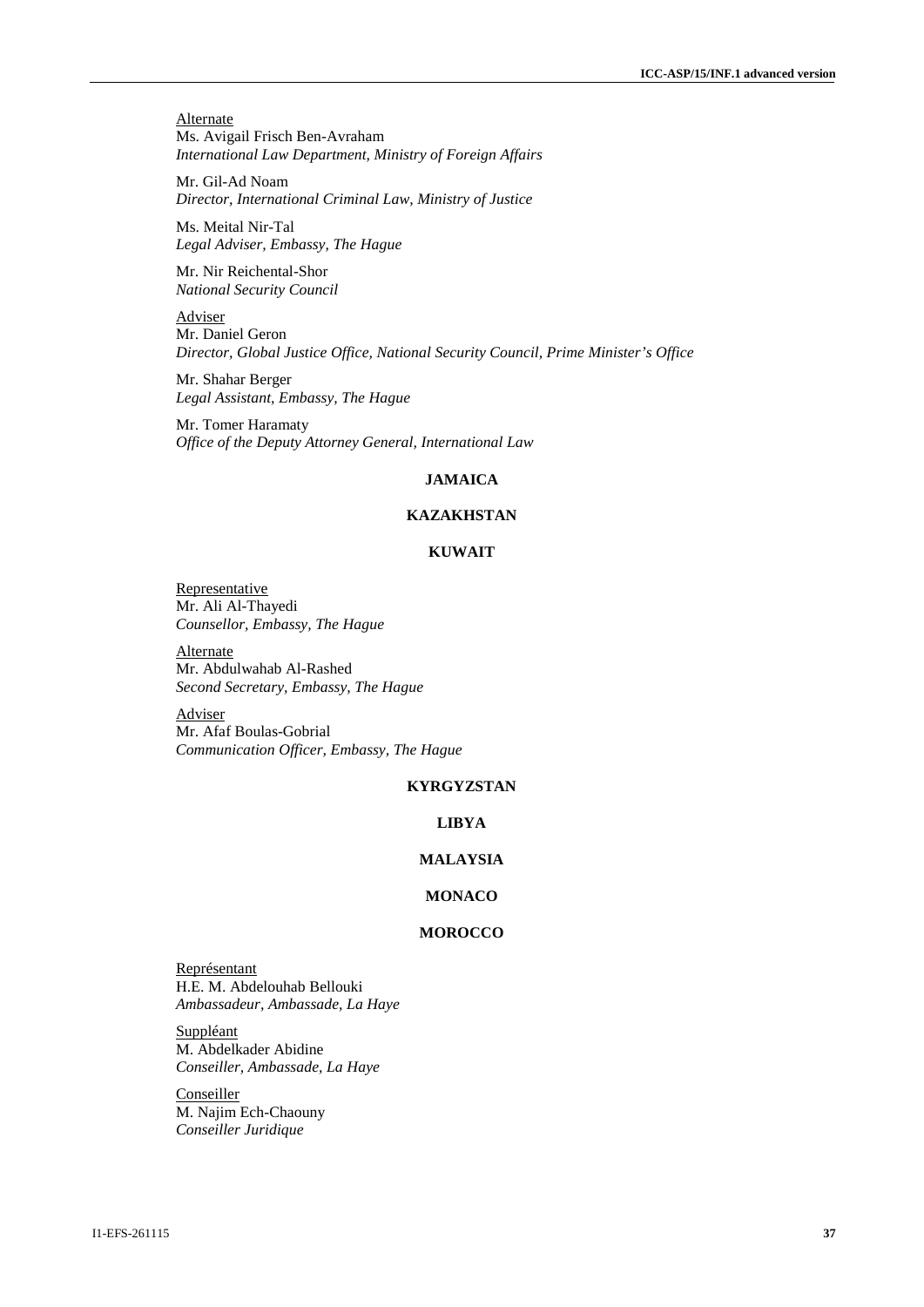Alternate

Ms. Avigail Frisch Ben-Avraham
*International Law Department, Ministry of Foreign Affairs*

Mr. Gil-Ad Noam
*Director, International Criminal Law, Ministry of Justice*

Ms. Meital Nir-Tal
*Legal Adviser, Embassy, The Hague*

Mr. Nir Reichental-Shor
*National Security Council*

Adviser

Mr. Daniel Geron
*Director, Global Justice Office, National Security Council, Prime Minister's Office*

Mr. Shahar Berger
*Legal Assistant, Embassy, The Hague*

Mr. Tomer Haramaty
*Office of the Deputy Attorney General, International Law*

**JAMAICA**

**KAZAKHSTAN**

**KUWAIT**

Representative

Mr. Ali Al-Thayedi
*Counsellor, Embassy, The Hague*

Alternate

Mr. Abdulwahab Al-Rashed
*Second Secretary, Embassy, The Hague*

Adviser

Mr. Afaf Boulas-Gobrial
*Communication Officer, Embassy, The Hague*

**KYRGYZSTAN**

**LIBYA**

**MALAYSIA**

**MONACO**

**MOROCCO**

Représentant

H.E. M. Abdelouhab Bellouki
*Ambassadeur, Ambassade, La Haye*

Suppléant

M. Abdelkader Abidine
*Conseiller, Ambassade, La Haye*

Conseiller

M. Najim Ech-Chaouny
*Conseiller Juridique*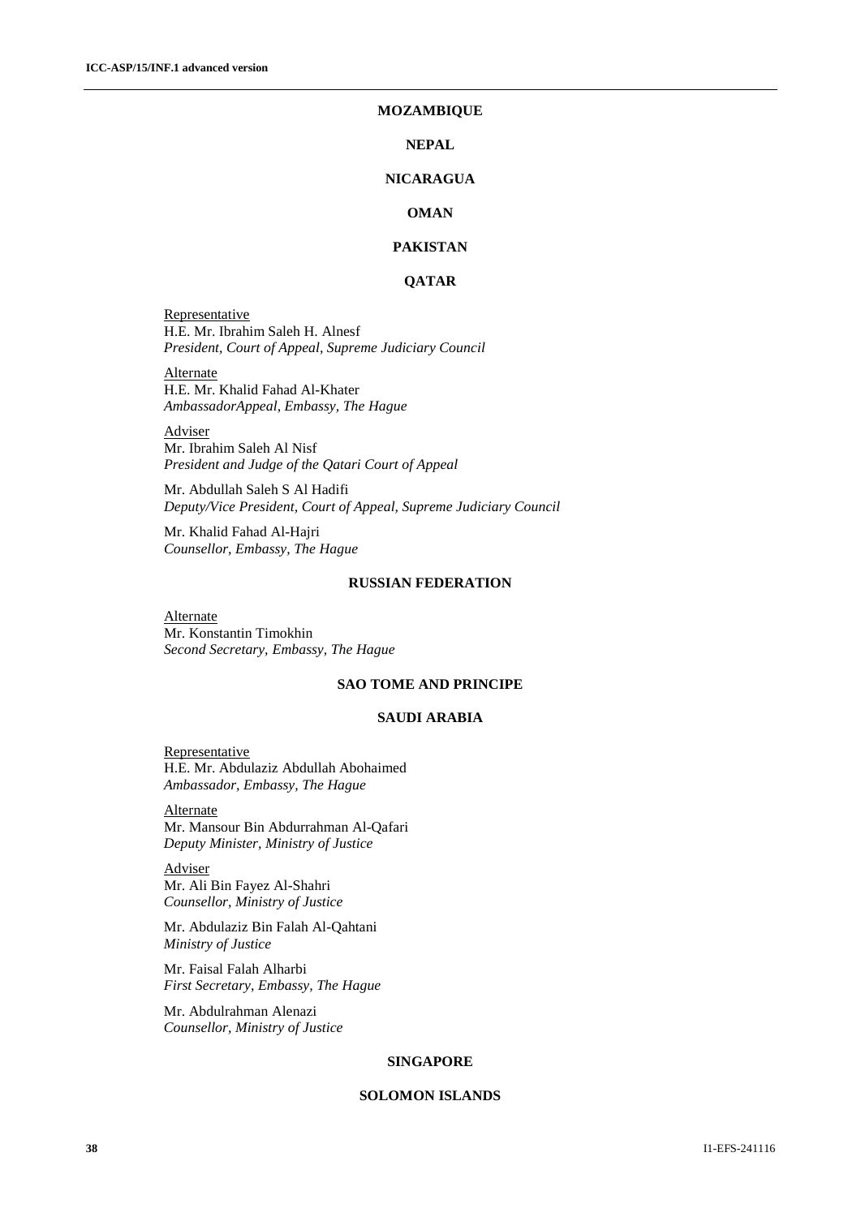**MOZAMBIQUE**

**NEPAL**

**NICARAGUA**

**OMAN**

**PAKISTAN**

**QATAR**

Representative
H.E. Mr. Ibrahim Saleh H. Alnesf
*President, Court of Appeal, Supreme Judiciary Council*

Alternate
H.E. Mr. Khalid Fahad Al-Khater
*AmbassadorAppeal, Embassy, The Hague*

Adviser
Mr. Ibrahim Saleh Al Nisf
*President and Judge of the Qatari Court of Appeal*

Mr. Abdullah Saleh S Al Hadifi
*Deputy/Vice President, Court of Appeal, Supreme Judiciary Council*

Mr. Khalid Fahad Al-Hajri
*Counsellor, Embassy, The Hague*

**RUSSIAN FEDERATION**

Alternate
Mr. Konstantin Timokhin
*Second Secretary, Embassy, The Hague*

**SAO TOME AND PRINCIPE**

**SAUDI ARABIA**

Representative
H.E. Mr. Abdulaziz Abdullah Abohaimed
*Ambassador, Embassy, The Hague*

Alternate
Mr. Mansour Bin Abdurrahman Al-Qafari
*Deputy Minister, Ministry of Justice*

Adviser
Mr. Ali Bin Fayez Al-Shahri
*Counsellor, Ministry of Justice*

Mr. Abdulaziz Bin Falah Al-Qahtani
*Ministry of Justice*

Mr. Faisal Falah Alharbi
*First Secretary, Embassy, The Hague*

Mr. Abdulrahman Alenazi
*Counsellor, Ministry of Justice*

**SINGAPORE**

**SOLOMON ISLANDS**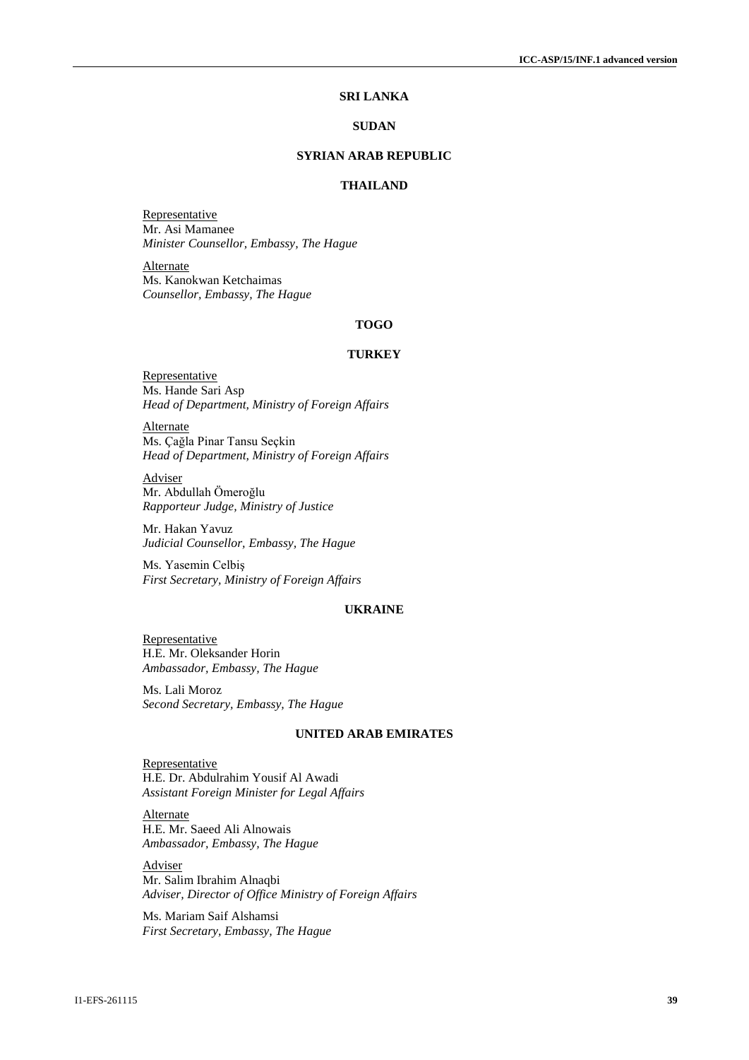## SRI LANKA

## SUDAN

## SYRIAN ARAB REPUBLIC

## THAILAND

Representative
Mr. Asi Mamanee
*Minister Counsellor, Embassy, The Hague*

Alternate
Ms. Kanokwan Ketchaimas
*Counsellor, Embassy, The Hague*

## TOGO

## TURKEY

Representative
Ms. Hande Sari Asp
*Head of Department, Ministry of Foreign Affairs*

Alternate
Ms. Çağla Pinar Tansu Seçkin
*Head of Department, Ministry of Foreign Affairs*

Adviser
Mr. Abdullah Ömeroğlu
*Rapporteur Judge, Ministry of Justice*

Mr. Hakan Yavuz
*Judicial Counsellor, Embassy, The Hague*

Ms. Yasemin Celbiş
*First Secretary, Ministry of Foreign Affairs*

## UKRAINE

Representative
H.E. Mr. Oleksander Horin
*Ambassador, Embassy, The Hague*

Ms. Lali Moroz
*Second Secretary, Embassy, The Hague*

## UNITED ARAB EMIRATES

Representative
H.E. Dr. Abdulrahim Yousif Al Awadi
*Assistant Foreign Minister for Legal Affairs*

Alternate
H.E. Mr. Saeed Ali Alnowais
*Ambassador, Embassy, The Hague*

Adviser
Mr. Salim Ibrahim Alnaqbi
*Adviser, Director of Office Ministry of Foreign Affairs*

Ms. Mariam Saif Alshamsi
*First Secretary, Embassy, The Hague*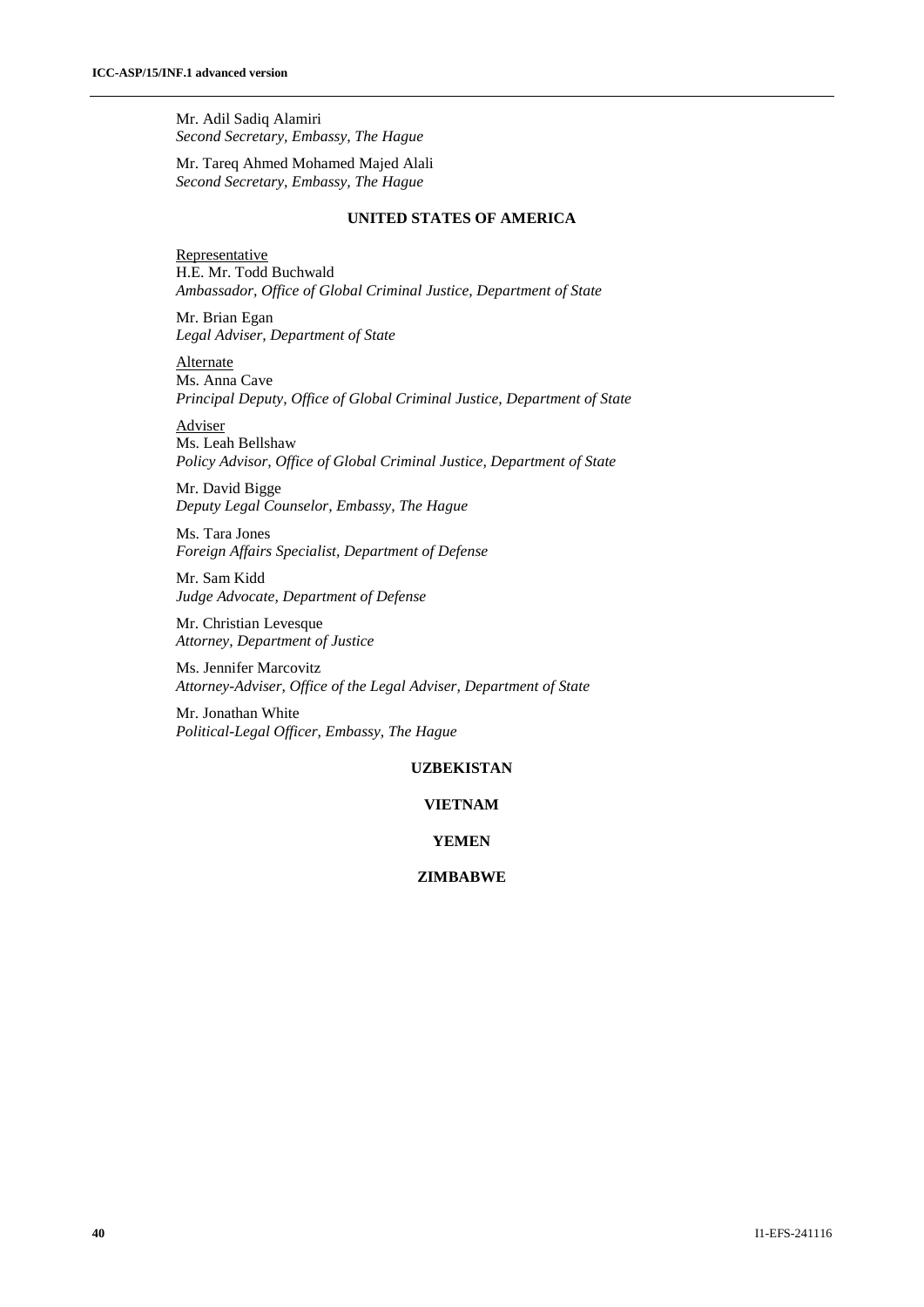Mr. Adil Sadiq Alamiri
*Second Secretary, Embassy, The Hague*

Mr. Tareq Ahmed Mohamed Majed Alali
*Second Secretary, Embassy, The Hague*

**UNITED STATES OF AMERICA**

Representative
H.E. Mr. Todd Buchwald
*Ambassador, Office of Global Criminal Justice, Department of State*

Mr. Brian Egan
*Legal Adviser, Department of State*

Alternate
Ms. Anna Cave
*Principal Deputy, Office of Global Criminal Justice, Department of State*

Adviser
Ms. Leah Bellshaw
*Policy Advisor, Office of Global Criminal Justice, Department of State*

Mr. David Bigge
*Deputy Legal Counselor, Embassy, The Hague*

Ms. Tara Jones
*Foreign Affairs Specialist, Department of Defense*

Mr. Sam Kidd
*Judge Advocate, Department of Defense*

Mr. Christian Levesque
*Attorney, Department of Justice*

Ms. Jennifer Marcovitz
*Attorney-Adviser, Office of the Legal Adviser, Department of State*

Mr. Jonathan White
*Political-Legal Officer, Embassy, The Hague*

**UZBEKISTAN**

**VIETNAM**

**YEMEN**

**ZIMBABWE**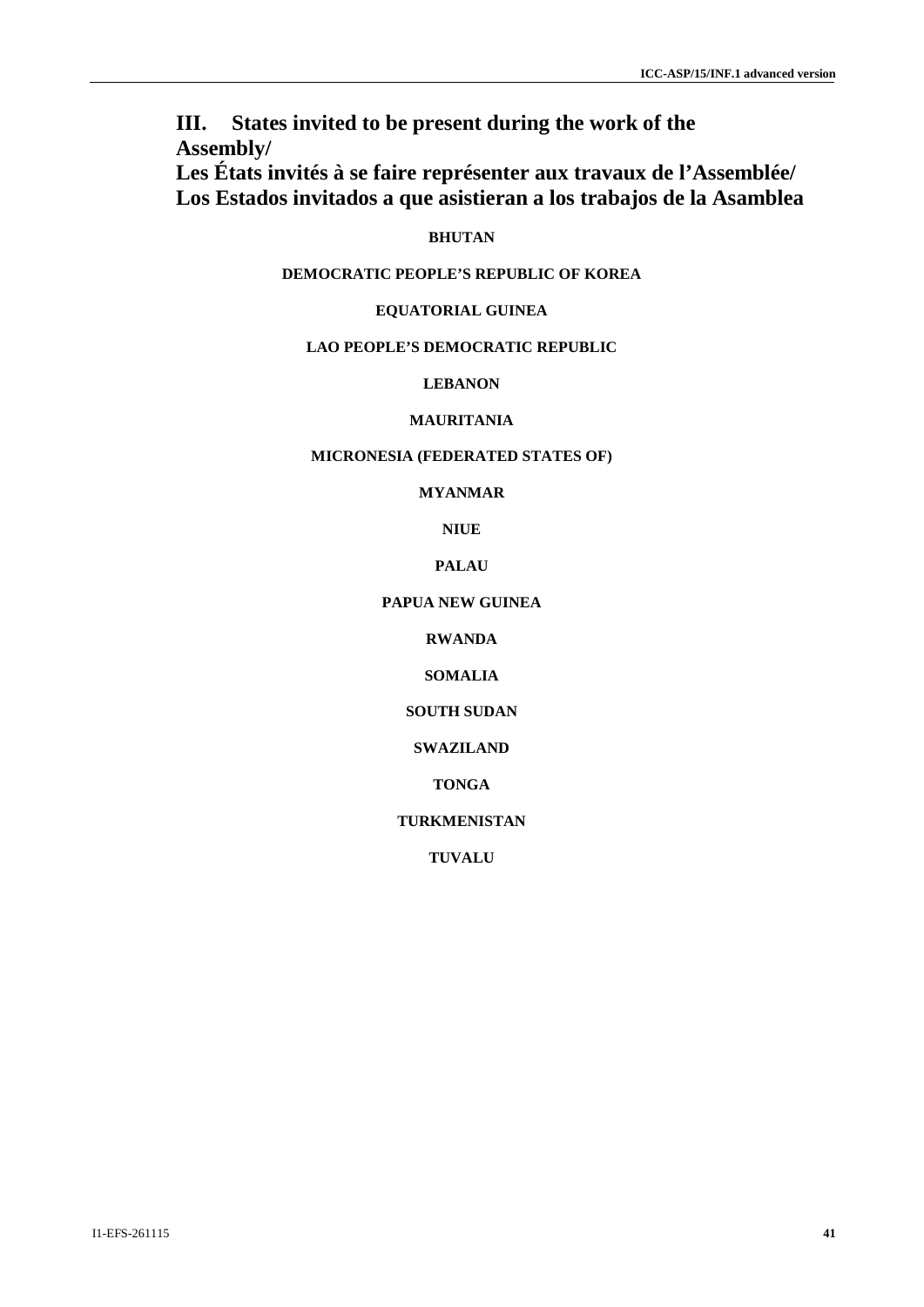## III. States invited to be present during the work of the Assembly/ Les États invités à se faire représenter aux travaux de l'Assemblée/ Los Estados invitados a que asistieran a los trabajos de la Asamblea

**BHUTAN**

**DEMOCRATIC PEOPLE'S REPUBLIC OF KOREA**

**EQUATORIAL GUINEA**

**LAO PEOPLE'S DEMOCRATIC REPUBLIC**

**LEBANON**

**MAURITANIA**

**MICRONESIA (FEDERATED STATES OF)**

**MYANMAR**

**NIUE**

**PALAU**

**PAPUA NEW GUINEA**

**RWANDA**

**SOMALIA**

**SOUTH SUDAN**

**SWAZILAND**

**TONGA**

**TURKMENISTAN**

**TUVALU**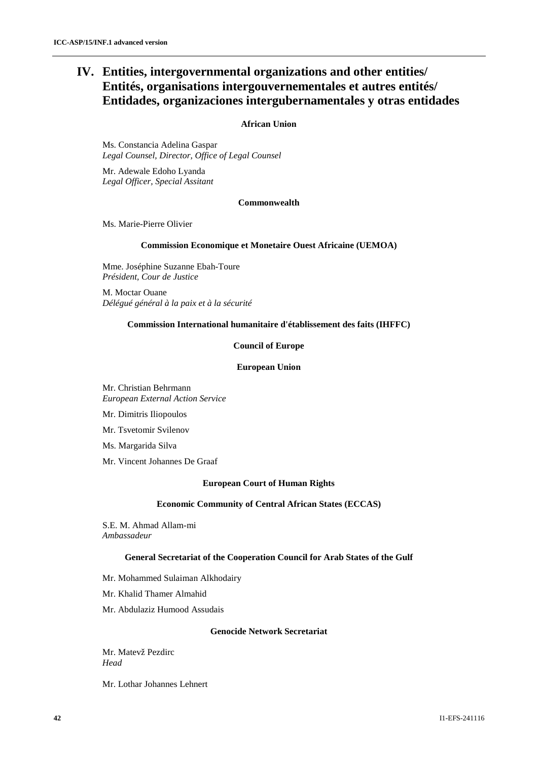# IV. Entities, intergovernmental organizations and other entities/ Entités, organisations intergouvernementales et autres entités/ Entidades, organizaciones intergubernamentales y otras entidades

**African Union**

Ms. Constancia Adelina Gaspar
*Legal Counsel, Director, Office of Legal Counsel*

Mr. Adewale Edoho Lyanda
*Legal Officer, Special Assitant*

**Commonwealth**

Ms. Marie-Pierre Olivier

**Commission Economique et Monetaire Ouest Africaine (UEMOA)**

Mme. Joséphine Suzanne Ebah-Toure
*Président, Cour de Justice*

M. Moctar Ouane
*Délégué général à la paix et à la sécurité*

**Commission International humanitaire d'établissement des faits (IHFFC)**

**Council of Europe**

**European Union**

Mr. Christian Behrmann
*European External Action Service*

Mr. Dimitris Iliopoulos

Mr. Tsvetomir Svilenov

Ms. Margarida Silva

Mr. Vincent Johannes De Graaf

**European Court of Human Rights**

**Economic Community of Central African States (ECCAS)**

S.E. M. Ahmad Allam-mi
*Ambassadeur*

**General Secretariat of the Cooperation Council for Arab States of the Gulf**

Mr. Mohammed Sulaiman Alkhodairy

Mr. Khalid Thamer Almahid

Mr. Abdulaziz Humood Assudais

**Genocide Network Secretariat**

Mr. Matevž Pezdirc
*Head*

Mr. Lothar Johannes Lehnert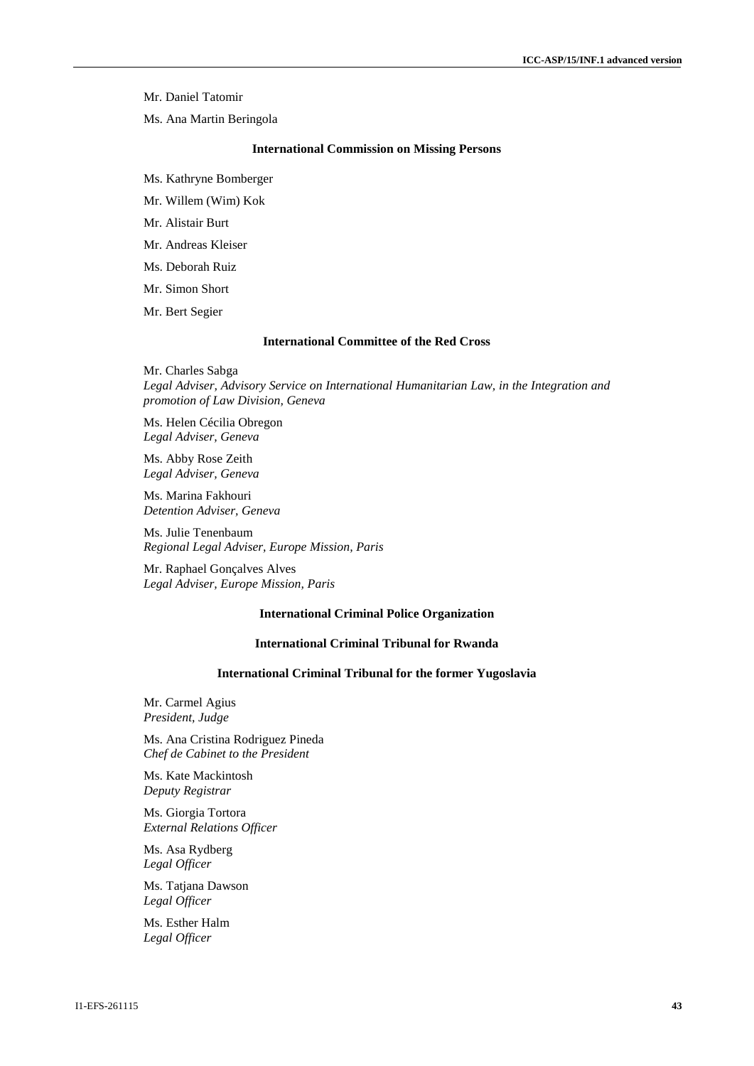Mr. Daniel Tatomir

Ms. Ana Martin Beringola

### International Commission on Missing Persons

Ms. Kathryne Bomberger

Mr. Willem (Wim) Kok

Mr. Alistair Burt

Mr. Andreas Kleiser

Ms. Deborah Ruiz

Mr. Simon Short

Mr. Bert Segier

### International Committee of the Red Cross

Mr. Charles Sabga
*Legal Adviser, Advisory Service on International Humanitarian Law, in the Integration and promotion of Law Division, Geneva*

Ms. Helen Cécilia Obregon
*Legal Adviser, Geneva*

Ms. Abby Rose Zeith
*Legal Adviser, Geneva*

Ms. Marina Fakhouri
*Detention Adviser, Geneva*

Ms. Julie Tenenbaum
*Regional Legal Adviser, Europe Mission, Paris*

Mr. Raphael Gonçalves Alves
*Legal Adviser, Europe Mission, Paris*

### International Criminal Police Organization

### International Criminal Tribunal for Rwanda

### International Criminal Tribunal for the former Yugoslavia

Mr. Carmel Agius
*President, Judge*

Ms. Ana Cristina Rodriguez Pineda
*Chef de Cabinet to the President*

Ms. Kate Mackintosh
*Deputy Registrar*

Ms. Giorgia Tortora
*External Relations Officer*

Ms. Asa Rydberg
*Legal Officer*

Ms. Tatjana Dawson
*Legal Officer*

Ms. Esther Halm
*Legal Officer*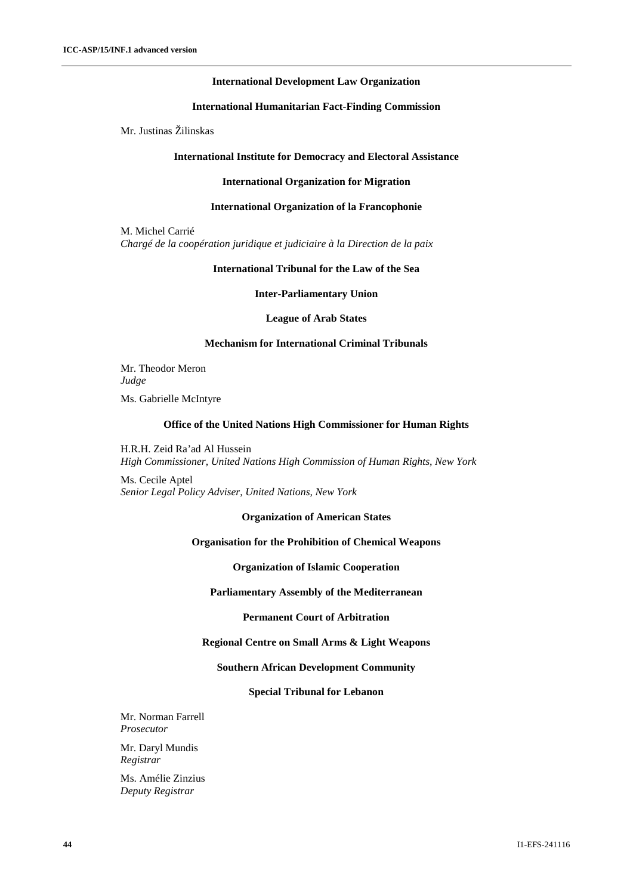**International Development Law Organization**

**International Humanitarian Fact-Finding Commission**

Mr. Justinas Žilinskas

**International Institute for Democracy and Electoral Assistance**

**International Organization for Migration**

**International Organization of la Francophonie**

M. Michel Carrié
*Chargé de la coopération juridique et judiciaire à la Direction de la paix*

**International Tribunal for the Law of the Sea**

**Inter-Parliamentary Union**

**League of Arab States**

**Mechanism for International Criminal Tribunals**

Mr. Theodor Meron
*Judge*

Ms. Gabrielle McIntyre

**Office of the United Nations High Commissioner for Human Rights**

H.R.H. Zeid Ra'ad Al Hussein
*High Commissioner, United Nations High Commission of Human Rights, New York*

Ms. Cecile Aptel
*Senior Legal Policy Adviser, United Nations, New York*

**Organization of American States**

**Organisation for the Prohibition of Chemical Weapons**

**Organization of Islamic Cooperation**

**Parliamentary Assembly of the Mediterranean**

**Permanent Court of Arbitration**

**Regional Centre on Small Arms & Light Weapons**

**Southern African Development Community**

**Special Tribunal for Lebanon**

Mr. Norman Farrell
*Prosecutor*

Mr. Daryl Mundis
*Registrar*

Ms. Amélie Zinzius
*Deputy Registrar*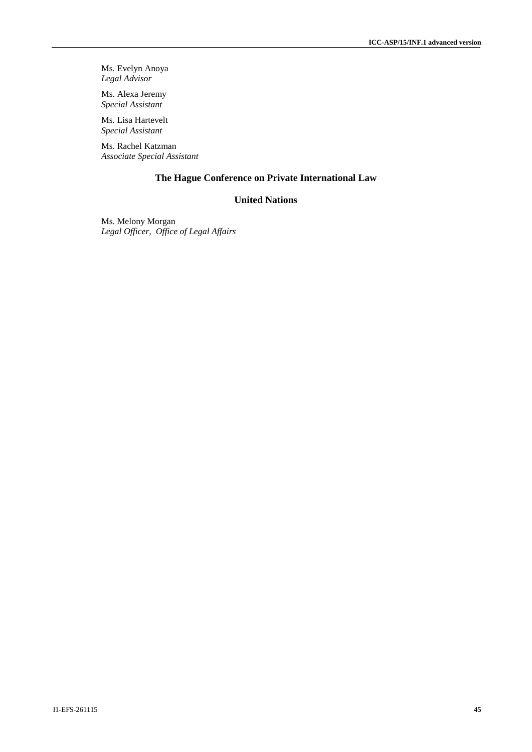Ms. Evelyn Anoya
*Legal Advisor*

Ms. Alexa Jeremy
*Special Assistant*

Ms. Lisa Hartevelt
*Special Assistant*

Ms. Rachel Katzman
*Associate Special Assistant*

## The Hague Conference on Private International Law

## United Nations

Ms. Melony Morgan
*Legal Officer, Office of Legal Affairs*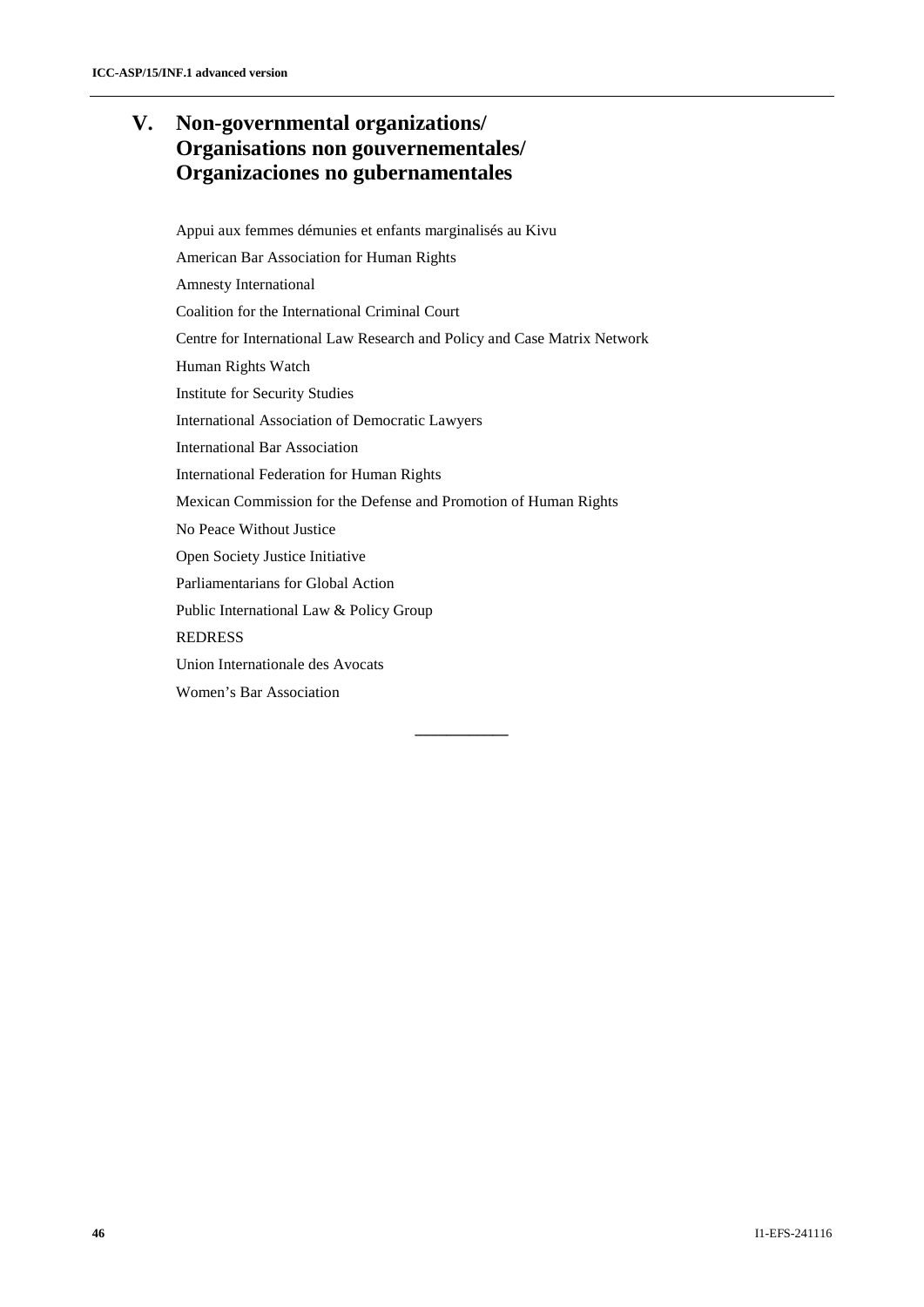# V. Non-governmental organizations/ Organisations non gouvernementales/ Organizaciones no gubernamentales

Appui aux femmes démunies et enfants marginalisés au Kivu

American Bar Association for Human Rights

Amnesty International

Coalition for the International Criminal Court

Centre for International Law Research and Policy and Case Matrix Network

Human Rights Watch

Institute for Security Studies

International Association of Democratic Lawyers

International Bar Association

International Federation for Human Rights

Mexican Commission for the Defense and Promotion of Human Rights

No Peace Without Justice

Open Society Justice Initiative

Parliamentarians for Global Action

Public International Law & Policy Group

REDRESS

Union Internationale des Avocats

Women's Bar Association

___________